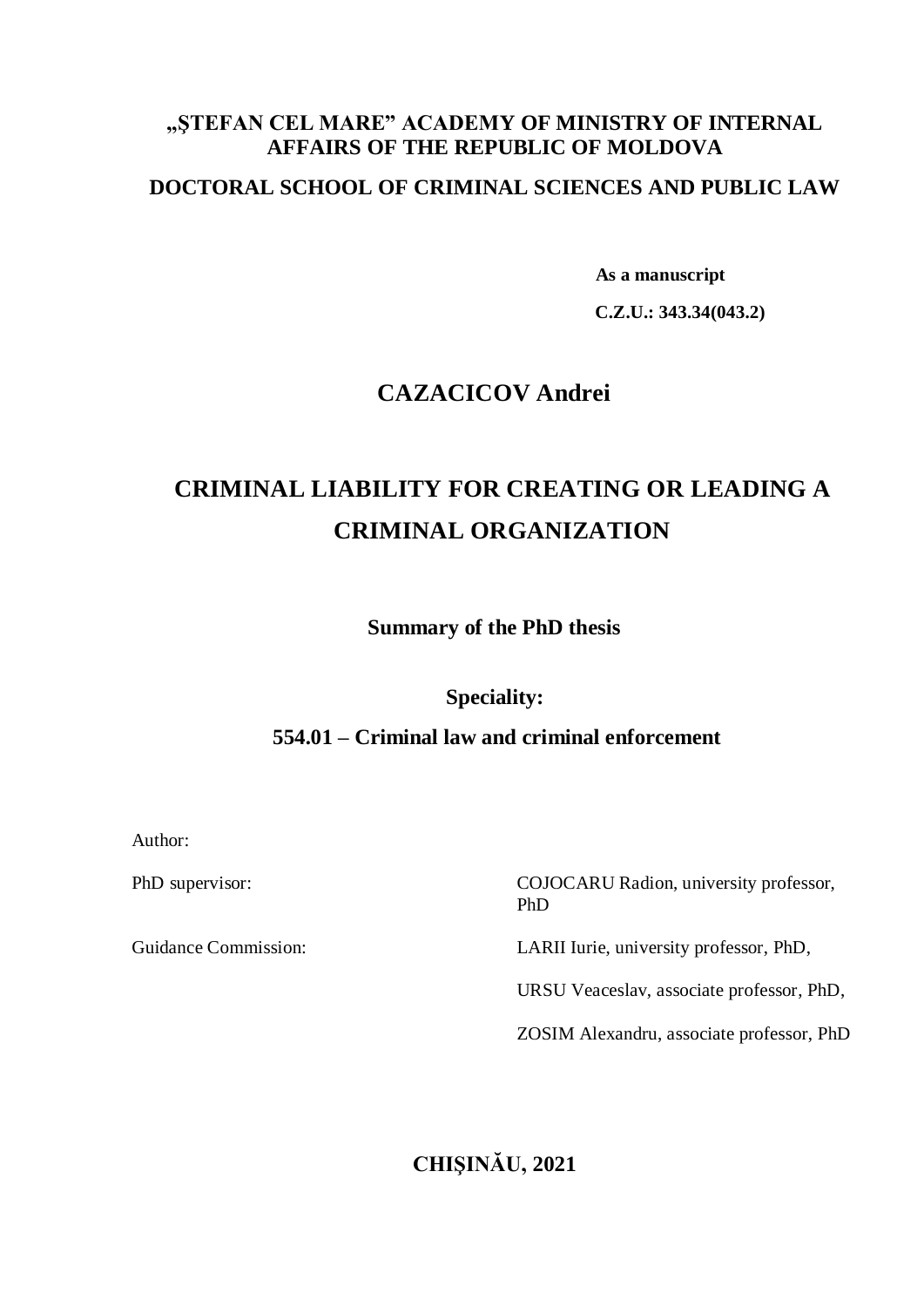**„ŞTEFAN CEL MARE" ACADEMY OF MINISTRY OF INTERNAL AFFAIRS OF THE REPUBLIC OF MOLDOVA**

**DOCTORAL SCHOOL OF CRIMINAL SCIENCES AND PUBLIC LAW**

**As a manuscript**

**C.Z.U.: 343.34(043.2)**

**CAZACICOV Andrei**

# CRIMINAL LIABILITY FOR CREATING OR LEADING A CRIMINAL ORGANIZATION

**Summary of the PhD thesis**

**Speciality:**

**554.01 – Criminal law and criminal enforcement**

| | |
|---|---|
| Author: | |
| PhD supervisor: | COJOCARU Radion, university professor, PhD |
| Guidance Commission: | LARII Iurie, university professor, PhD, |
| | URSU Veaceslav, associate professor, PhD, |
| | ZOSIM Alexandru, associate professor, PhD |

**CHIŞINĂU, 2021**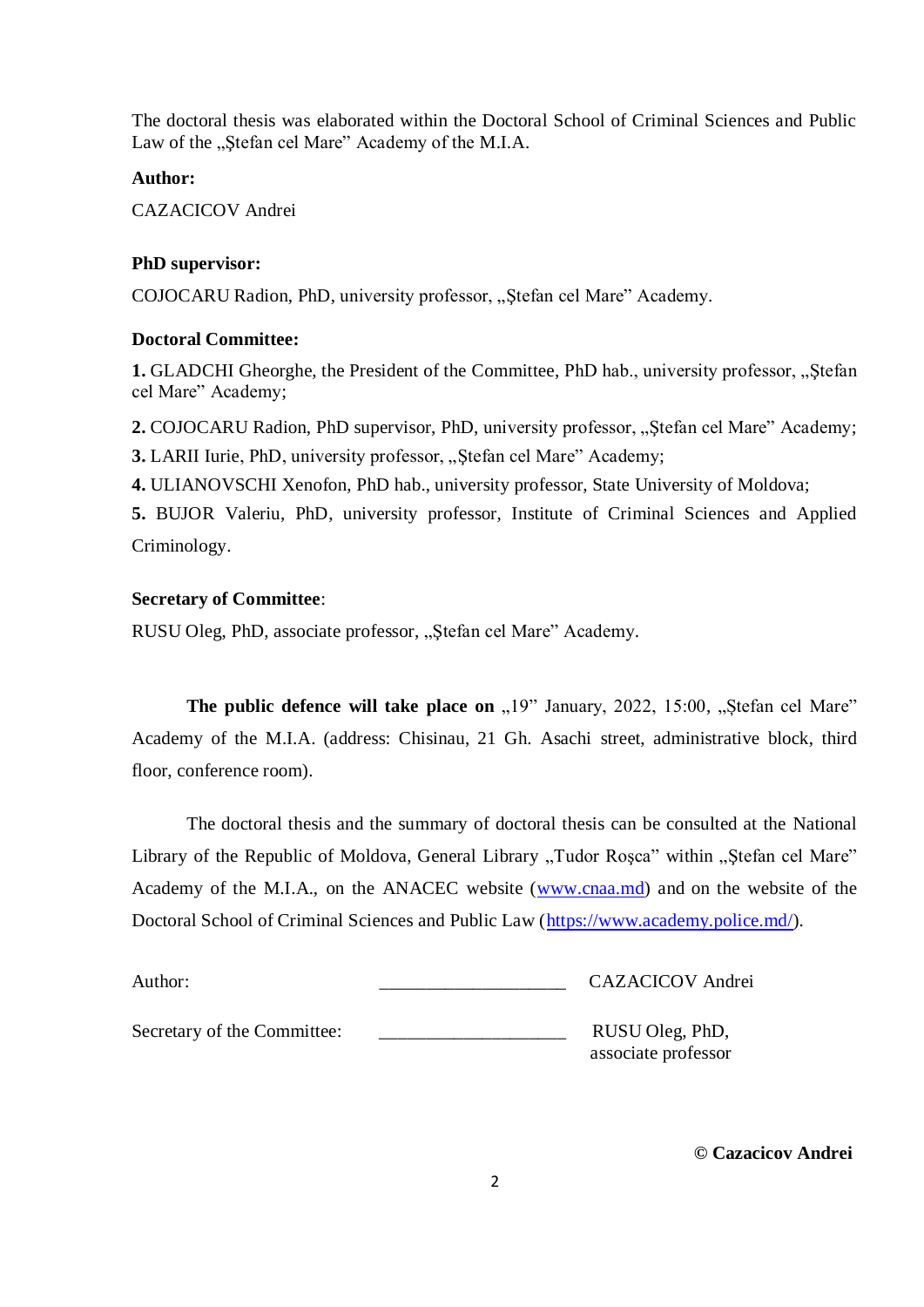The doctoral thesis was elaborated within the Doctoral School of Criminal Sciences and Public Law of the „Ştefan cel Mare" Academy of the M.I.A.

**Author:**

CAZACICOV Andrei

**PhD supervisor:**

COJOCARU Radion, PhD, university professor, „Ştefan cel Mare" Academy.

**Doctoral Committee:**

**1.** GLADCHI Gheorghe, the President of the Committee, PhD hab., university professor, „Ştefan cel Mare" Academy;

**2.** COJOCARU Radion, PhD supervisor, PhD, university professor, „Ştefan cel Mare" Academy;

**3.** LARII Iurie, PhD, university professor, „Ştefan cel Mare" Academy;

**4.** ULIANOVSCHI Xenofon, PhD hab., university professor, State University of Moldova;

**5.** BUJOR Valeriu, PhD, university professor, Institute of Criminal Sciences and Applied Criminology.

**Secretary of Committee**:

RUSU Oleg, PhD, associate professor, „Ştefan cel Mare" Academy.

**The public defence will take place on** „19" January, 2022, 15:00, „Ştefan cel Mare" Academy of the M.I.A. (address: Chisinau, 21 Gh. Asachi street, administrative block, third floor, conference room).

The doctoral thesis and the summary of doctoral thesis can be consulted at the National Library of the Republic of Moldova, General Library „Tudor Roşca" within „Ştefan cel Mare" Academy of the M.I.A., on the ANACEC website (www.cnaa.md) and on the website of the Doctoral School of Criminal Sciences and Public Law (https://www.academy.police.md/).

Author: ____________________ CAZACICOV Andrei

Secretary of the Committee: ____________________ RUSU Oleg, PhD, associate professor

**© Cazacicov Andrei**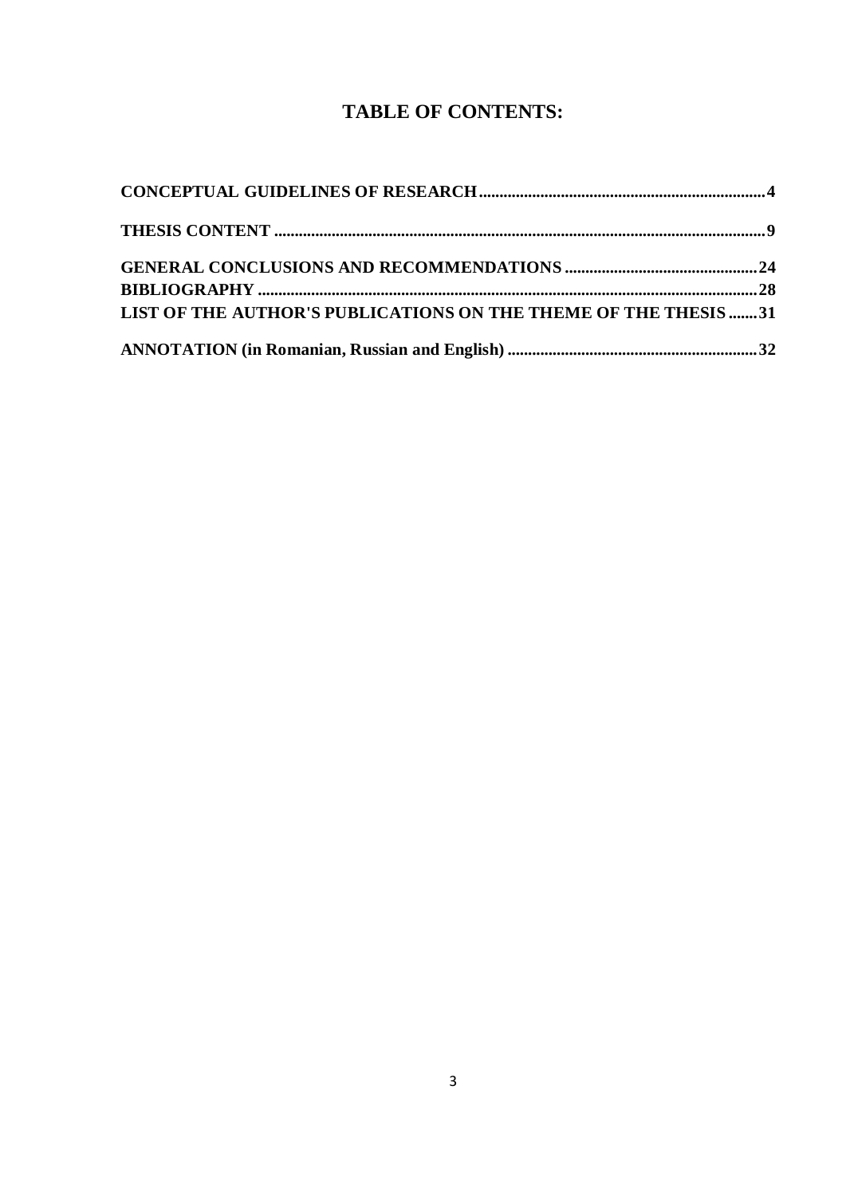# TABLE OF CONTENTS:

**CONCEPTUAL GUIDELINES OF RESEARCH** ..................................................................... **4**

**THESIS CONTENT** ..................................................................................................................... **9**

**GENERAL CONCLUSIONS AND RECOMMENDATIONS** ............................................. **24**

**BIBLIOGRAPHY** ....................................................................................................................... **28**

**LIST OF THE AUTHOR'S PUBLICATIONS ON THE THEME OF THE THESIS** ....... **31**

**ANNOTATION (in Romanian, Russian and English)** ............................................................ **32**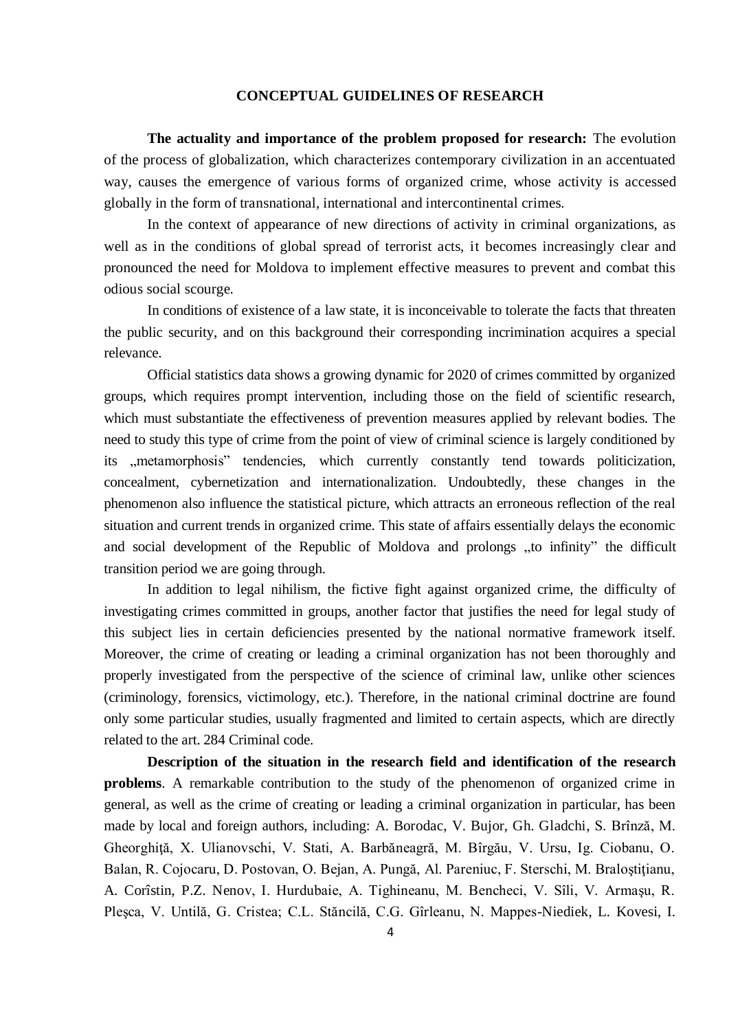## CONCEPTUAL GUIDELINES OF RESEARCH

**The actuality and importance of the problem proposed for research:** The evolution of the process of globalization, which characterizes contemporary civilization in an accentuated way, causes the emergence of various forms of organized crime, whose activity is accessed globally in the form of transnational, international and intercontinental crimes.

In the context of appearance of new directions of activity in criminal organizations, as well as in the conditions of global spread of terrorist acts, it becomes increasingly clear and pronounced the need for Moldova to implement effective measures to prevent and combat this odious social scourge.

In conditions of existence of a law state, it is inconceivable to tolerate the facts that threaten the public security, and on this background their corresponding incrimination acquires a special relevance.

Official statistics data shows a growing dynamic for 2020 of crimes committed by organized groups, which requires prompt intervention, including those on the field of scientific research, which must substantiate the effectiveness of prevention measures applied by relevant bodies. The need to study this type of crime from the point of view of criminal science is largely conditioned by its „metamorphosis" tendencies, which currently constantly tend towards politicization, concealment, cybernetization and internationalization. Undoubtedly, these changes in the phenomenon also influence the statistical picture, which attracts an erroneous reflection of the real situation and current trends in organized crime. This state of affairs essentially delays the economic and social development of the Republic of Moldova and prolongs „to infinity" the difficult transition period we are going through.

In addition to legal nihilism, the fictive fight against organized crime, the difficulty of investigating crimes committed in groups, another factor that justifies the need for legal study of this subject lies in certain deficiencies presented by the national normative framework itself. Moreover, the crime of creating or leading a criminal organization has not been thoroughly and properly investigated from the perspective of the science of criminal law, unlike other sciences (criminology, forensics, victimology, etc.). Therefore, in the national criminal doctrine are found only some particular studies, usually fragmented and limited to certain aspects, which are directly related to the art. 284 Criminal code.

**Description of the situation in the research field and identification of the research problems**. A remarkable contribution to the study of the phenomenon of organized crime in general, as well as the crime of creating or leading a criminal organization in particular, has been made by local and foreign authors, including: A. Borodac, V. Bujor, Gh. Gladchi, S. Brînză, M. Gheorghiţă, X. Ulianovschi, V. Stati, A. Barbăneagră, M. Bîrgău, V. Ursu, Ig. Ciobanu, O. Balan, R. Cojocaru, D. Postovan, O. Bejan, A. Pungă, Al. Pareniuc, F. Sterschi, M. Braloştiţianu, A. Corîstin, P.Z. Nenov, I. Hurdubaie, A. Tighineanu, M. Bencheci, V. Sîli, V. Armaşu, R. Pleşca, V. Untilă, G. Cristea; C.L. Stăncilă, C.G. Gîrleanu, N. Mappes-Niediek, L. Kovesi, I.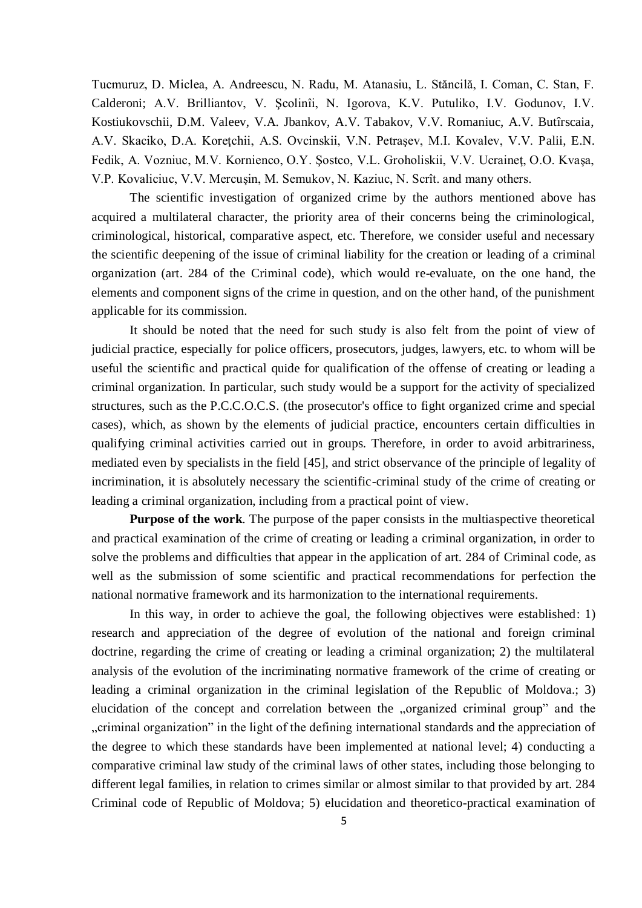Tucmuruz, D. Miclea, A. Andreescu, N. Radu, M. Atanasiu, L. Stăncilă, I. Coman, C. Stan, F. Calderoni; A.V. Brilliantov, V. Şcolinîi, N. Igorova, K.V. Putuliko, I.V. Godunov, I.V. Kostiukovschii, D.M. Valeev, V.A. Jbankov, A.V. Tabakov, V.V. Romaniuc, A.V. Butîrscaia, A.V. Skaciko, D.A. Koreţchii, A.S. Ovcinskii, V.N. Petraşev, M.I. Kovalev, V.V. Palii, E.N. Fedik, A. Vozniuc, M.V. Kornienco, O.Y. Şostco, V.L. Groholiskii, V.V. Ucraineţ, O.O. Kvaşa, V.P. Kovaliciuc, V.V. Mercuşin, M. Semukov, N. Kaziuc, N. Scrît. and many others.

The scientific investigation of organized crime by the authors mentioned above has acquired a multilateral character, the priority area of their concerns being the criminological, criminological, historical, comparative aspect, etc. Therefore, we consider useful and necessary the scientific deepening of the issue of criminal liability for the creation or leading of a criminal organization (art. 284 of the Criminal code), which would re-evaluate, on the one hand, the elements and component signs of the crime in question, and on the other hand, of the punishment applicable for its commission.

It should be noted that the need for such study is also felt from the point of view of judicial practice, especially for police officers, prosecutors, judges, lawyers, etc. to whom will be useful the scientific and practical quide for qualification of the offense of creating or leading a criminal organization. In particular, such study would be a support for the activity of specialized structures, such as the P.C.C.O.C.S. (the prosecutor's office to fight organized crime and special cases), which, as shown by the elements of judicial practice, encounters certain difficulties in qualifying criminal activities carried out in groups. Therefore, in order to avoid arbitrariness, mediated even by specialists in the field [45], and strict observance of the principle of legality of incrimination, it is absolutely necessary the scientific-criminal study of the crime of creating or leading a criminal organization, including from a practical point of view.

**Purpose of the work**. The purpose of the paper consists in the multiaspective theoretical and practical examination of the crime of creating or leading a criminal organization, in order to solve the problems and difficulties that appear in the application of art. 284 of Criminal code, as well as the submission of some scientific and practical recommendations for perfection the national normative framework and its harmonization to the international requirements.

In this way, in order to achieve the goal, the following objectives were established: 1) research and appreciation of the degree of evolution of the national and foreign criminal doctrine, regarding the crime of creating or leading a criminal organization; 2) the multilateral analysis of the evolution of the incriminating normative framework of the crime of creating or leading a criminal organization in the criminal legislation of the Republic of Moldova.; 3) elucidation of the concept and correlation between the „organized criminal group" and the „criminal organization" in the light of the defining international standards and the appreciation of the degree to which these standards have been implemented at national level; 4) conducting a comparative criminal law study of the criminal laws of other states, including those belonging to different legal families, in relation to crimes similar or almost similar to that provided by art. 284 Criminal code of Republic of Moldova; 5) elucidation and theoretico-practical examination of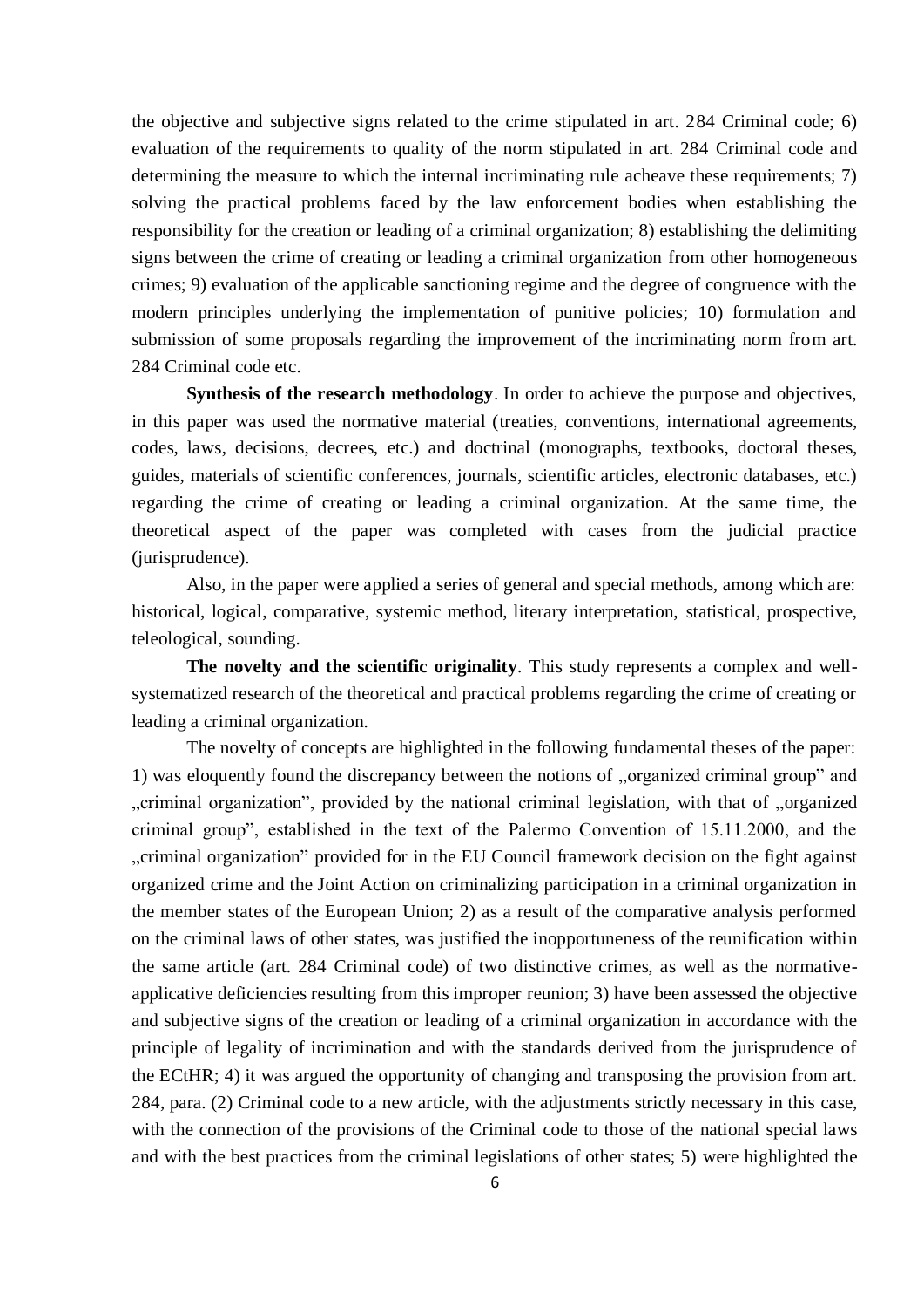the objective and subjective signs related to the crime stipulated in art. 284 Criminal code; 6) evaluation of the requirements to quality of the norm stipulated in art. 284 Criminal code and determining the measure to which the internal incriminating rule acheave these requirements; 7) solving the practical problems faced by the law enforcement bodies when establishing the responsibility for the creation or leading of a criminal organization; 8) establishing the delimiting signs between the crime of creating or leading a criminal organization from other homogeneous crimes; 9) evaluation of the applicable sanctioning regime and the degree of congruence with the modern principles underlying the implementation of punitive policies; 10) formulation and submission of some proposals regarding the improvement of the incriminating norm from art. 284 Criminal code etc.

**Synthesis of the research methodology**. In order to achieve the purpose and objectives, in this paper was used the normative material (treaties, conventions, international agreements, codes, laws, decisions, decrees, etc.) and doctrinal (monographs, textbooks, doctoral theses, guides, materials of scientific conferences, journals, scientific articles, electronic databases, etc.) regarding the crime of creating or leading a criminal organization. At the same time, the theoretical aspect of the paper was completed with cases from the judicial practice (jurisprudence).

Also, in the paper were applied a series of general and special methods, among which are: historical, logical, comparative, systemic method, literary interpretation, statistical, prospective, teleological, sounding.

**The novelty and the scientific originality**. This study represents a complex and well-systematized research of the theoretical and practical problems regarding the crime of creating or leading a criminal organization.

The novelty of concepts are highlighted in the following fundamental theses of the paper: 1) was eloquently found the discrepancy between the notions of „organized criminal group" and „criminal organization", provided by the national criminal legislation, with that of „organized criminal group", established in the text of the Palermo Convention of 15.11.2000, and the „criminal organization" provided for in the EU Council framework decision on the fight against organized crime and the Joint Action on criminalizing participation in a criminal organization in the member states of the European Union; 2) as a result of the comparative analysis performed on the criminal laws of other states, was justified the inopportuneness of the reunification within the same article (art. 284 Criminal code) of two distinctive crimes, as well as the normative-applicative deficiencies resulting from this improper reunion; 3) have been assessed the objective and subjective signs of the creation or leading of a criminal organization in accordance with the principle of legality of incrimination and with the standards derived from the jurisprudence of the ECtHR; 4) it was argued the opportunity of changing and transposing the provision from art. 284, para. (2) Criminal code to a new article, with the adjustments strictly necessary in this case, with the connection of the provisions of the Criminal code to those of the national special laws and with the best practices from the criminal legislations of other states; 5) were highlighted the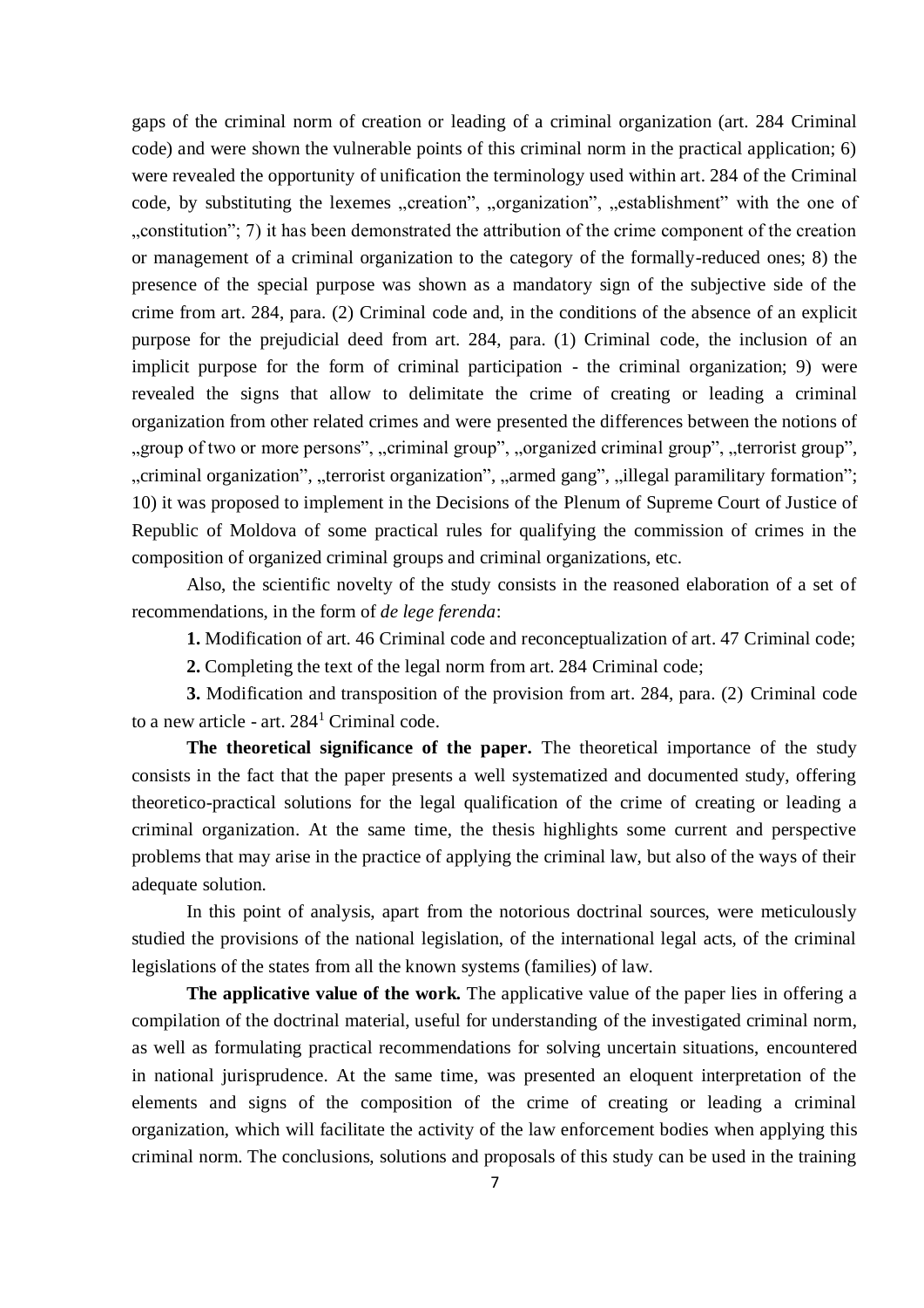gaps of the criminal norm of creation or leading of a criminal organization (art. 284 Criminal code) and were shown the vulnerable points of this criminal norm in the practical application; 6) were revealed the opportunity of unification the terminology used within art. 284 of the Criminal code, by substituting the lexemes „creation", „organization", „establishment" with the one of „constitution"; 7) it has been demonstrated the attribution of the crime component of the creation or management of a criminal organization to the category of the formally-reduced ones; 8) the presence of the special purpose was shown as a mandatory sign of the subjective side of the crime from art. 284, para. (2) Criminal code and, in the conditions of the absence of an explicit purpose for the prejudicial deed from art. 284, para. (1) Criminal code, the inclusion of an implicit purpose for the form of criminal participation - the criminal organization; 9) were revealed the signs that allow to delimitate the crime of creating or leading a criminal organization from other related crimes and were presented the differences between the notions of „group of two or more persons", „criminal group", „organized criminal group", „terrorist group", „criminal organization", „terrorist organization", „armed gang", „illegal paramilitary formation"; 10) it was proposed to implement in the Decisions of the Plenum of Supreme Court of Justice of Republic of Moldova of some practical rules for qualifying the commission of crimes in the composition of organized criminal groups and criminal organizations, etc.

Also, the scientific novelty of the study consists in the reasoned elaboration of a set of recommendations, in the form of *de lege ferenda*:

**1.** Modification of art. 46 Criminal code and reconceptualization of art. 47 Criminal code;

**2.** Completing the text of the legal norm from art. 284 Criminal code;

**3.** Modification and transposition of the provision from art. 284, para. (2) Criminal code to a new article - art. 284[1] Criminal code.

**The theoretical significance of the paper.** The theoretical importance of the study consists in the fact that the paper presents a well systematized and documented study, offering theoretico-practical solutions for the legal qualification of the crime of creating or leading a criminal organization. At the same time, the thesis highlights some current and perspective problems that may arise in the practice of applying the criminal law, but also of the ways of their adequate solution.

In this point of analysis, apart from the notorious doctrinal sources, were meticulously studied the provisions of the national legislation, of the international legal acts, of the criminal legislations of the states from all the known systems (families) of law.

**The applicative value of the work.** The applicative value of the paper lies in offering a compilation of the doctrinal material, useful for understanding of the investigated criminal norm, as well as formulating practical recommendations for solving uncertain situations, encountered in national jurisprudence. At the same time, was presented an eloquent interpretation of the elements and signs of the composition of the crime of creating or leading a criminal organization, which will facilitate the activity of the law enforcement bodies when applying this criminal norm. The conclusions, solutions and proposals of this study can be used in the training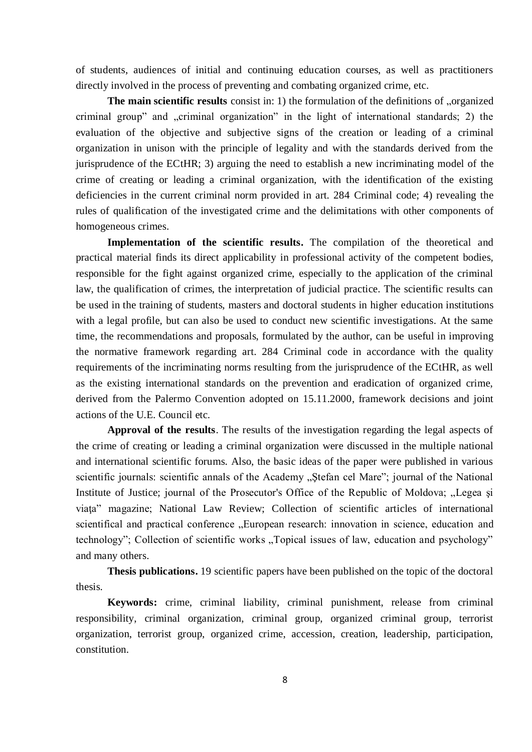of students, audiences of initial and continuing education courses, as well as practitioners directly involved in the process of preventing and combating organized crime, etc.

**The main scientific results** consist in: 1) the formulation of the definitions of „organized criminal group" and „criminal organization" in the light of international standards; 2) the evaluation of the objective and subjective signs of the creation or leading of a criminal organization in unison with the principle of legality and with the standards derived from the jurisprudence of the ECtHR; 3) arguing the need to establish a new incriminating model of the crime of creating or leading a criminal organization, with the identification of the existing deficiencies in the current criminal norm provided in art. 284 Criminal code; 4) revealing the rules of qualification of the investigated crime and the delimitations with other components of homogeneous crimes.

**Implementation of the scientific results.** The compilation of the theoretical and practical material finds its direct applicability in professional activity of the competent bodies, responsible for the fight against organized crime, especially to the application of the criminal law, the qualification of crimes, the interpretation of judicial practice. The scientific results can be used in the training of students, masters and doctoral students in higher education institutions with a legal profile, but can also be used to conduct new scientific investigations. At the same time, the recommendations and proposals, formulated by the author, can be useful in improving the normative framework regarding art. 284 Criminal code in accordance with the quality requirements of the incriminating norms resulting from the jurisprudence of the ECtHR, as well as the existing international standards on the prevention and eradication of organized crime, derived from the Palermo Convention adopted on 15.11.2000, framework decisions and joint actions of the U.E. Council etc.

**Approval of the results**. The results of the investigation regarding the legal aspects of the crime of creating or leading a criminal organization were discussed in the multiple national and international scientific forums. Also, the basic ideas of the paper were published in various scientific journals: scientific annals of the Academy „Ştefan cel Mare"; journal of the National Institute of Justice; journal of the Prosecutor's Office of the Republic of Moldova; „Legea şi viaţa" magazine; National Law Review; Collection of scientific articles of international scientifical and practical conference „European research: innovation in science, education and technology"; Collection of scientific works „Topical issues of law, education and psychology" and many others.

**Thesis publications.** 19 scientific papers have been published on the topic of the doctoral thesis.

**Keywords:** crime, criminal liability, criminal punishment, release from criminal responsibility, criminal organization, criminal group, organized criminal group, terrorist organization, terrorist group, organized crime, accession, creation, leadership, participation, constitution.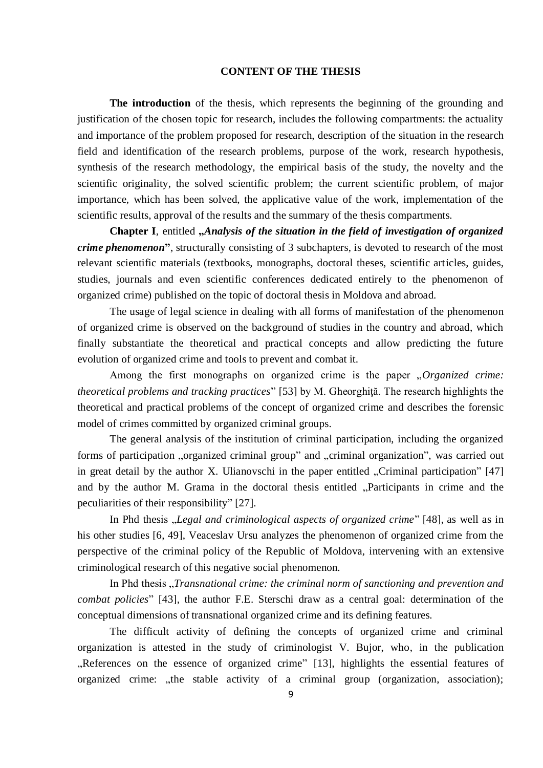## CONTENT OF THE THESIS

**The introduction** of the thesis, which represents the beginning of the grounding and justification of the chosen topic for research, includes the following compartments: the actuality and importance of the problem proposed for research, description of the situation in the research field and identification of the research problems, purpose of the work, research hypothesis, synthesis of the research methodology, the empirical basis of the study, the novelty and the scientific originality, the solved scientific problem; the current scientific problem, of major importance, which has been solved, the applicative value of the work, implementation of the scientific results, approval of the results and the summary of the thesis compartments.

**Chapter I**, entitled **„*Analysis of the situation in the field of investigation of organized crime phenomenon*"**, structurally consisting of 3 subchapters, is devoted to research of the most relevant scientific materials (textbooks, monographs, doctoral theses, scientific articles, guides, studies, journals and even scientific conferences dedicated entirely to the phenomenon of organized crime) published on the topic of doctoral thesis in Moldova and abroad.

The usage of legal science in dealing with all forms of manifestation of the phenomenon of organized crime is observed on the background of studies in the country and abroad, which finally substantiate the theoretical and practical concepts and allow predicting the future evolution of organized crime and tools to prevent and combat it.

Among the first monographs on organized crime is the paper „*Organized crime: theoretical problems and tracking practices*" [53] by M. Gheorghiţă. The research highlights the theoretical and practical problems of the concept of organized crime and describes the forensic model of crimes committed by organized criminal groups.

The general analysis of the institution of criminal participation, including the organized forms of participation „organized criminal group" and „criminal organization", was carried out in great detail by the author X. Ulianovschi in the paper entitled „Criminal participation" [47] and by the author M. Grama in the doctoral thesis entitled „Participants in crime and the peculiarities of their responsibility" [27].

In Phd thesis „*Legal and criminological aspects of organized crime*" [48], as well as in his other studies [6, 49], Veaceslav Ursu analyzes the phenomenon of organized crime from the perspective of the criminal policy of the Republic of Moldova, intervening with an extensive criminological research of this negative social phenomenon.

In Phd thesis „*Transnational crime: the criminal norm of sanctioning and prevention and combat policies*" [43], the author F.E. Sterschi draw as a central goal: determination of the conceptual dimensions of transnational organized crime and its defining features.

The difficult activity of defining the concepts of organized crime and criminal organization is attested in the study of criminologist V. Bujor, who, in the publication „References on the essence of organized crime" [13], highlights the essential features of organized crime: „the stable activity of a criminal group (organization, association);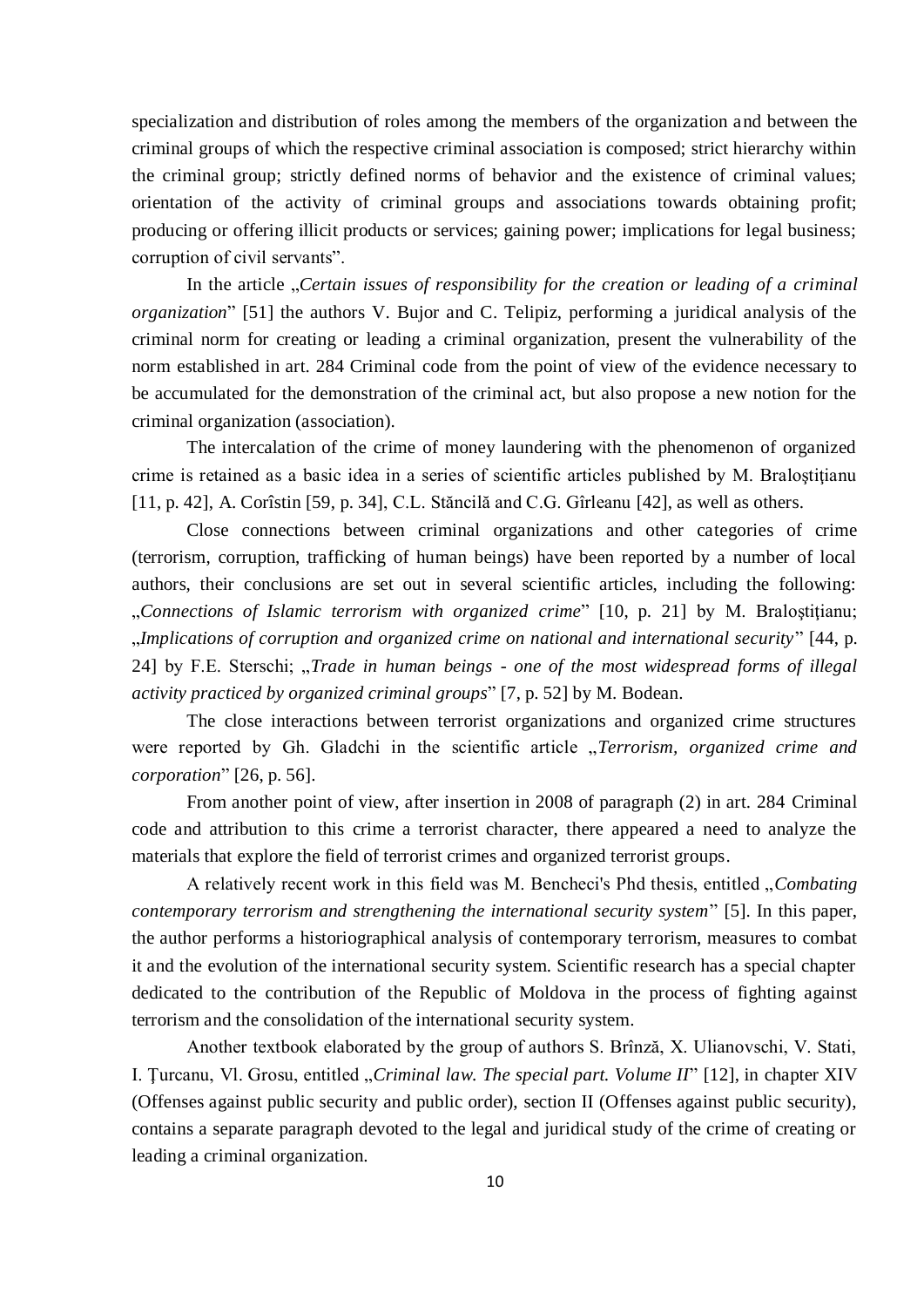specialization and distribution of roles among the members of the organization and between the criminal groups of which the respective criminal association is composed; strict hierarchy within the criminal group; strictly defined norms of behavior and the existence of criminal values; orientation of the activity of criminal groups and associations towards obtaining profit; producing or offering illicit products or services; gaining power; implications for legal business; corruption of civil servants".

In the article „*Certain issues of responsibility for the creation or leading of a criminal organization*" [51] the authors V. Bujor and C. Telipiz, performing a juridical analysis of the criminal norm for creating or leading a criminal organization, present the vulnerability of the norm established in art. 284 Criminal code from the point of view of the evidence necessary to be accumulated for the demonstration of the criminal act, but also propose a new notion for the criminal organization (association).

The intercalation of the crime of money laundering with the phenomenon of organized crime is retained as a basic idea in a series of scientific articles published by M. Braloștițianu [11, p. 42], A. Corîstin [59, p. 34], C.L. Stăncilă and C.G. Gîrleanu [42], as well as others.

Close connections between criminal organizations and other categories of crime (terrorism, corruption, trafficking of human beings) have been reported by a number of local authors, their conclusions are set out in several scientific articles, including the following: „*Connections of Islamic terrorism with organized crime*" [10, p. 21] by M. Braloştiţianu; „*Implications of corruption and organized crime on national and international security*" [44, p. 24] by F.E. Sterschi; „*Trade in human beings - one of the most widespread forms of illegal activity practiced by organized criminal groups*" [7, p. 52] by M. Bodean.

The close interactions between terrorist organizations and organized crime structures were reported by Gh. Gladchi in the scientific article „*Terrorism, organized crime and corporation*" [26, p. 56].

From another point of view, after insertion in 2008 of paragraph (2) in art. 284 Criminal code and attribution to this crime a terrorist character, there appeared a need to analyze the materials that explore the field of terrorist crimes and organized terrorist groups.

A relatively recent work in this field was M. Bencheci's Phd thesis, entitled „*Combating contemporary terrorism and strengthening the international security system*" [5]. In this paper, the author performs a historiographical analysis of contemporary terrorism, measures to combat it and the evolution of the international security system. Scientific research has a special chapter dedicated to the contribution of the Republic of Moldova in the process of fighting against terrorism and the consolidation of the international security system.

Another textbook elaborated by the group of authors S. Brînză, X. Ulianovschi, V. Stati, I. Ţurcanu, Vl. Grosu, entitled „*Criminal law. The special part. Volume II*" [12], in chapter XIV (Offenses against public security and public order), section II (Offenses against public security), contains a separate paragraph devoted to the legal and juridical study of the crime of creating or leading a criminal organization.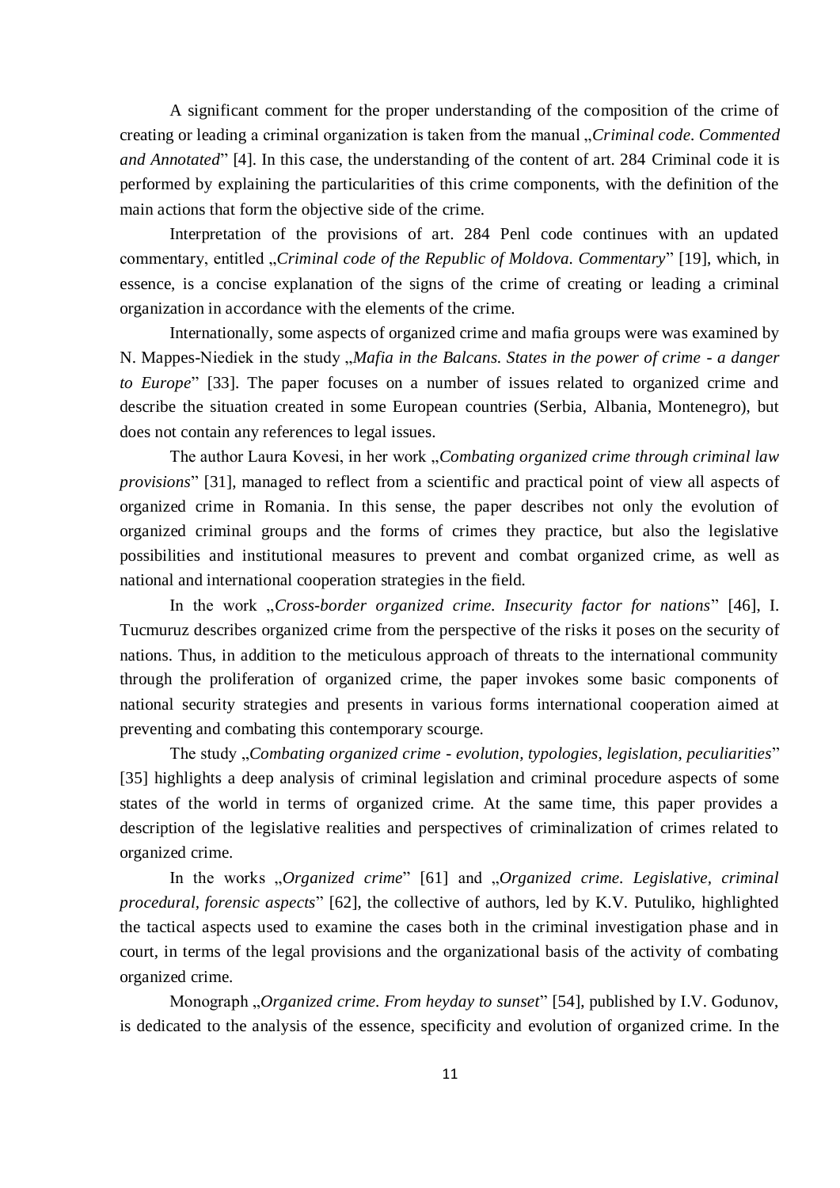A significant comment for the proper understanding of the composition of the crime of creating or leading a criminal organization is taken from the manual „*Criminal code. Commented and Annotated*" [4]. In this case, the understanding of the content of art. 284 Criminal code it is performed by explaining the particularities of this crime components, with the definition of the main actions that form the objective side of the crime.

Interpretation of the provisions of art. 284 Penl code continues with an updated commentary, entitled „*Criminal code of the Republic of Moldova. Commentary*" [19], which, in essence, is a concise explanation of the signs of the crime of creating or leading a criminal organization in accordance with the elements of the crime.

Internationally, some aspects of organized crime and mafia groups were was examined by N. Mappes-Niediek in the study „*Mafia in the Balcans. States in the power of crime - a danger to Europe*" [33]. The paper focuses on a number of issues related to organized crime and describe the situation created in some European countries (Serbia, Albania, Montenegro), but does not contain any references to legal issues.

The author Laura Kovesi, in her work „*Combating organized crime through criminal law provisions*" [31], managed to reflect from a scientific and practical point of view all aspects of organized crime in Romania. In this sense, the paper describes not only the evolution of organized criminal groups and the forms of crimes they practice, but also the legislative possibilities and institutional measures to prevent and combat organized crime, as well as national and international cooperation strategies in the field.

In the work „*Cross-border organized crime. Insecurity factor for nations*" [46], I. Tucmuruz describes organized crime from the perspective of the risks it poses on the security of nations. Thus, in addition to the meticulous approach of threats to the international community through the proliferation of organized crime, the paper invokes some basic components of national security strategies and presents in various forms international cooperation aimed at preventing and combating this contemporary scourge.

The study „*Combating organized crime - evolution, typologies, legislation, peculiarities*" [35] highlights a deep analysis of criminal legislation and criminal procedure aspects of some states of the world in terms of organized crime. At the same time, this paper provides a description of the legislative realities and perspectives of criminalization of crimes related to organized crime.

In the works „*Organized crime*" [61] and „*Organized crime. Legislative, criminal procedural, forensic aspects*" [62], the collective of authors, led by K.V. Putuliko, highlighted the tactical aspects used to examine the cases both in the criminal investigation phase and in court, in terms of the legal provisions and the organizational basis of the activity of combating organized crime.

Monograph „*Organized crime. From heyday to sunset*" [54], published by I.V. Godunov, is dedicated to the analysis of the essence, specificity and evolution of organized crime. In the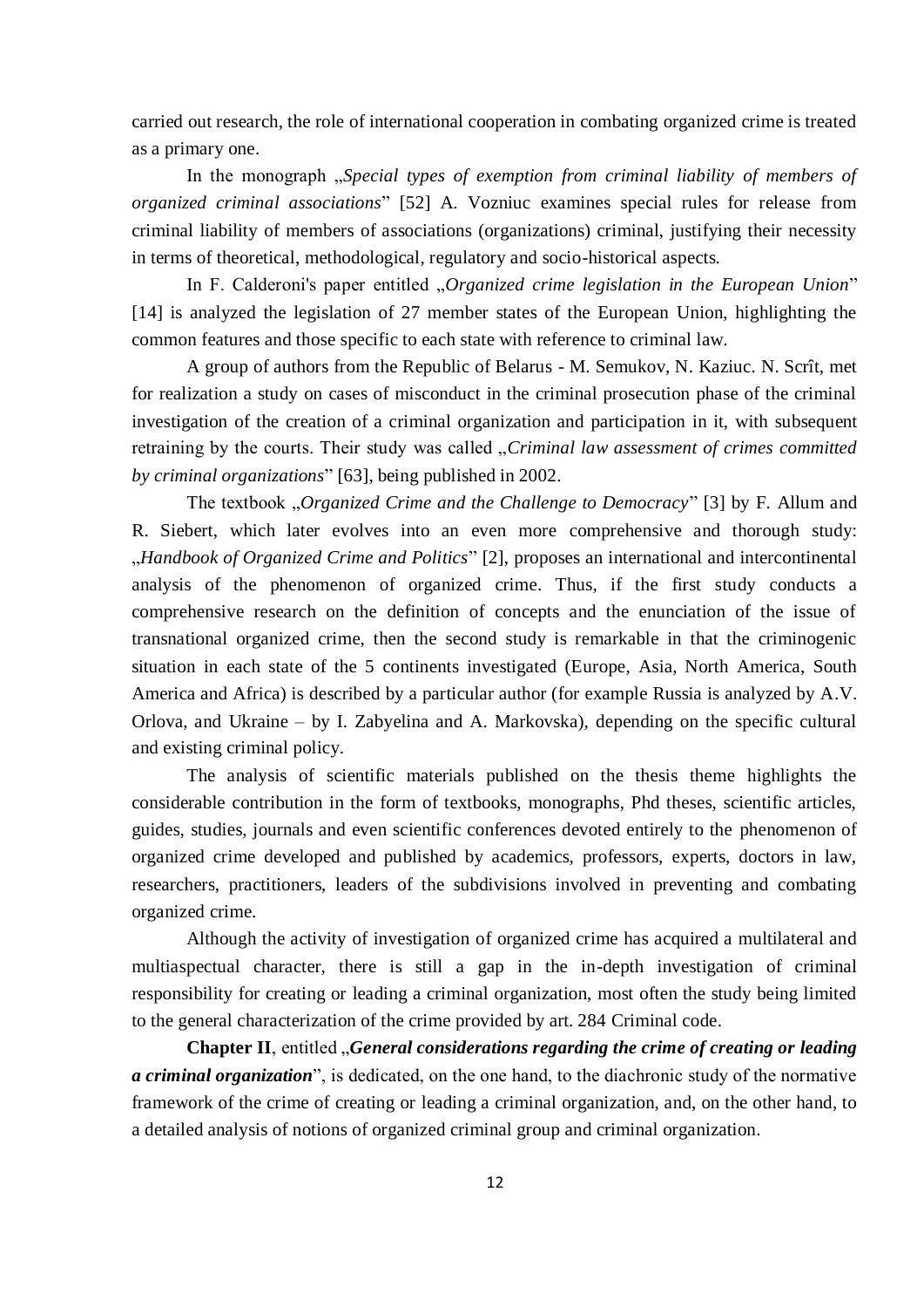carried out research, the role of international cooperation in combating organized crime is treated as a primary one.

In the monograph „*Special types of exemption from criminal liability of members of organized criminal associations*" [52] A. Vozniuc examines special rules for release from criminal liability of members of associations (organizations) criminal, justifying their necessity in terms of theoretical, methodological, regulatory and socio-historical aspects.

In F. Calderoni's paper entitled „*Organized crime legislation in the European Union*" [14] is analyzed the legislation of 27 member states of the European Union, highlighting the common features and those specific to each state with reference to criminal law.

A group of authors from the Republic of Belarus - M. Semukov, N. Kaziuc. N. Scrît, met for realization a study on cases of misconduct in the criminal prosecution phase of the criminal investigation of the creation of a criminal organization and participation in it, with subsequent retraining by the courts. Their study was called „*Criminal law assessment of crimes committed by criminal organizations*" [63], being published in 2002.

The textbook „*Organized Crime and the Challenge to Democracy*" [3] by F. Allum and R. Siebert, which later evolves into an even more comprehensive and thorough study: „*Handbook of Organized Crime and Politics*" [2], proposes an international and intercontinental analysis of the phenomenon of organized crime. Thus, if the first study conducts a comprehensive research on the definition of concepts and the enunciation of the issue of transnational organized crime, then the second study is remarkable in that the criminogenic situation in each state of the 5 continents investigated (Europe, Asia, North America, South America and Africa) is described by a particular author (for example Russia is analyzed by A.V. Orlova, and Ukraine – by I. Zabyelina and A. Markovska), depending on the specific cultural and existing criminal policy.

The analysis of scientific materials published on the thesis theme highlights the considerable contribution in the form of textbooks, monographs, Phd theses, scientific articles, guides, studies, journals and even scientific conferences devoted entirely to the phenomenon of organized crime developed and published by academics, professors, experts, doctors in law, researchers, practitioners, leaders of the subdivisions involved in preventing and combating organized crime.

Although the activity of investigation of organized crime has acquired a multilateral and multiaspectual character, there is still a gap in the in-depth investigation of criminal responsibility for creating or leading a criminal organization, most often the study being limited to the general characterization of the crime provided by art. 284 Criminal code.

**Chapter II**, entitled „***General considerations regarding the crime of creating or leading a criminal organization***", is dedicated, on the one hand, to the diachronic study of the normative framework of the crime of creating or leading a criminal organization, and, on the other hand, to a detailed analysis of notions of organized criminal group and criminal organization.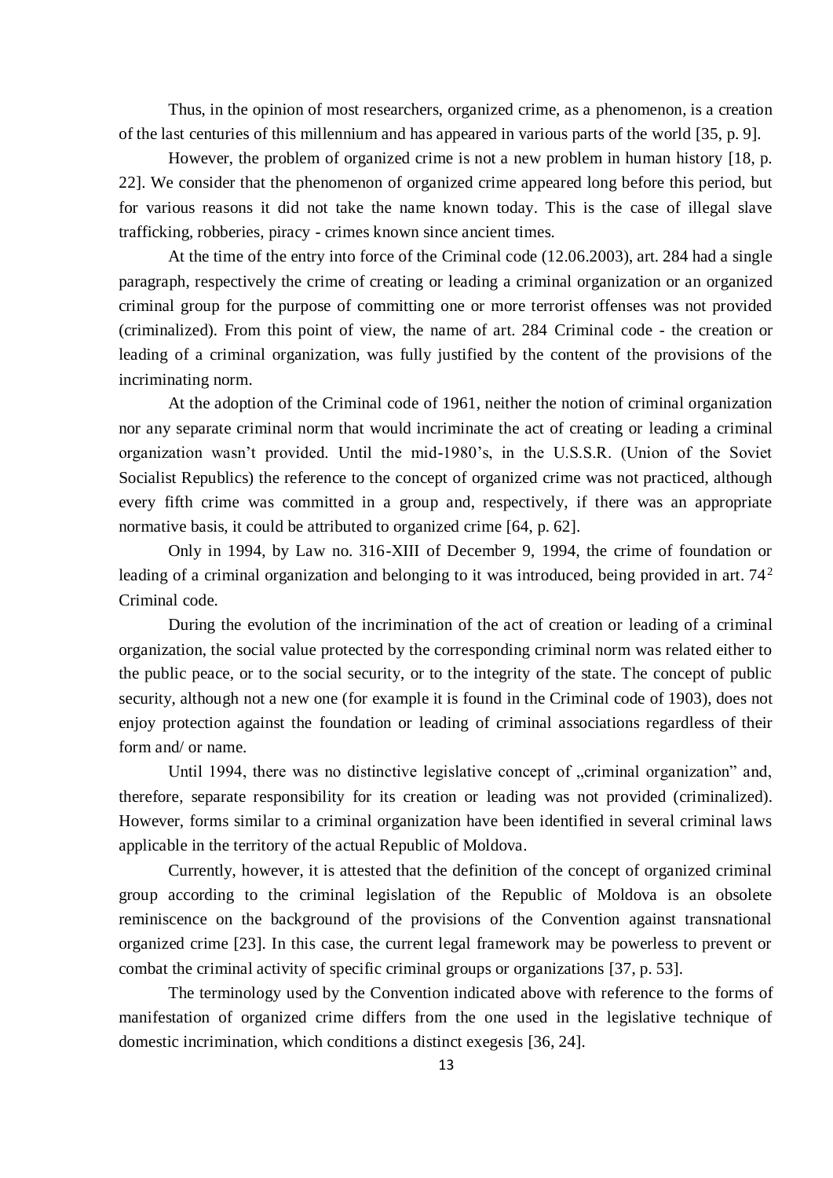Thus, in the opinion of most researchers, organized crime, as a phenomenon, is a creation of the last centuries of this millennium and has appeared in various parts of the world [35, p. 9].

However, the problem of organized crime is not a new problem in human history [18, p. 22]. We consider that the phenomenon of organized crime appeared long before this period, but for various reasons it did not take the name known today. This is the case of illegal slave trafficking, robberies, piracy - crimes known since ancient times.

At the time of the entry into force of the Criminal code (12.06.2003), art. 284 had a single paragraph, respectively the crime of creating or leading a criminal organization or an organized criminal group for the purpose of committing one or more terrorist offenses was not provided (criminalized). From this point of view, the name of art. 284 Criminal code - the creation or leading of a criminal organization, was fully justified by the content of the provisions of the incriminating norm.

At the adoption of the Criminal code of 1961, neither the notion of criminal organization nor any separate criminal norm that would incriminate the act of creating or leading a criminal organization wasn't provided. Until the mid-1980's, in the U.S.S.R. (Union of the Soviet Socialist Republics) the reference to the concept of organized crime was not practiced, although every fifth crime was committed in a group and, respectively, if there was an appropriate normative basis, it could be attributed to organized crime [64, p. 62].

Only in 1994, by Law no. 316-XIII of December 9, 1994, the crime of foundation or leading of a criminal organization and belonging to it was introduced, being provided in art. $74^2$ Criminal code.

During the evolution of the incrimination of the act of creation or leading of a criminal organization, the social value protected by the corresponding criminal norm was related either to the public peace, or to the social security, or to the integrity of the state. The concept of public security, although not a new one (for example it is found in the Criminal code of 1903), does not enjoy protection against the foundation or leading of criminal associations regardless of their form and/ or name.

Until 1994, there was no distinctive legislative concept of „criminal organization" and, therefore, separate responsibility for its creation or leading was not provided (criminalized). However, forms similar to a criminal organization have been identified in several criminal laws applicable in the territory of the actual Republic of Moldova.

Currently, however, it is attested that the definition of the concept of organized criminal group according to the criminal legislation of the Republic of Moldova is an obsolete reminiscence on the background of the provisions of the Convention against transnational organized crime [23]. In this case, the current legal framework may be powerless to prevent or combat the criminal activity of specific criminal groups or organizations [37, p. 53].

The terminology used by the Convention indicated above with reference to the forms of manifestation of organized crime differs from the one used in the legislative technique of domestic incrimination, which conditions a distinct exegesis [36, 24].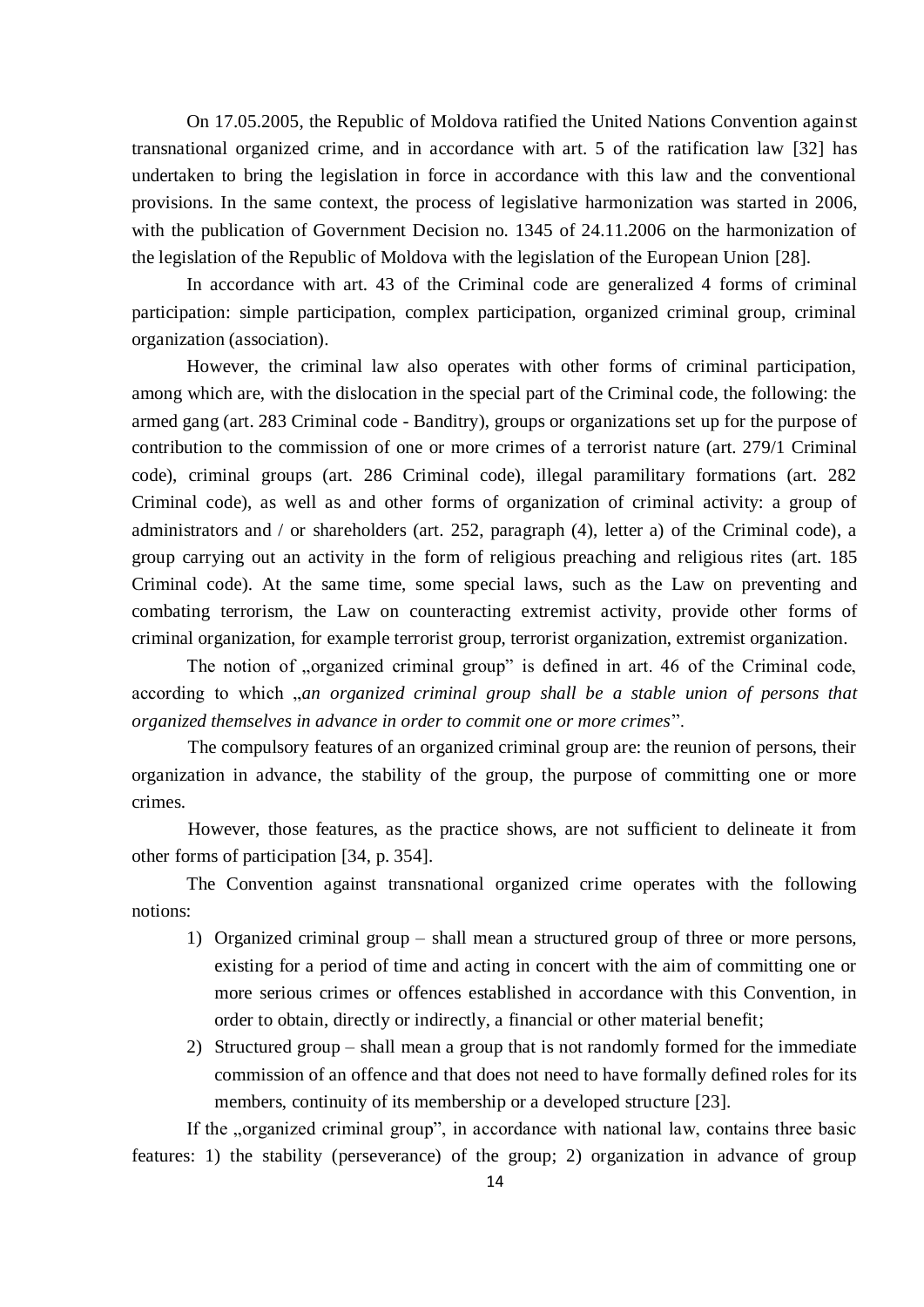On 17.05.2005, the Republic of Moldova ratified the United Nations Convention against transnational organized crime, and in accordance with art. 5 of the ratification law [32] has undertaken to bring the legislation in force in accordance with this law and the conventional provisions. In the same context, the process of legislative harmonization was started in 2006, with the publication of Government Decision no. 1345 of 24.11.2006 on the harmonization of the legislation of the Republic of Moldova with the legislation of the European Union [28].

In accordance with art. 43 of the Criminal code are generalized 4 forms of criminal participation: simple participation, complex participation, organized criminal group, criminal organization (association).

However, the criminal law also operates with other forms of criminal participation, among which are, with the dislocation in the special part of the Criminal code, the following: the armed gang (art. 283 Criminal code - Banditry), groups or organizations set up for the purpose of contribution to the commission of one or more crimes of a terrorist nature (art. 279/1 Criminal code), criminal groups (art. 286 Criminal code), illegal paramilitary formations (art. 282 Criminal code), as well as and other forms of organization of criminal activity: a group of administrators and / or shareholders (art. 252, paragraph (4), letter a) of the Criminal code), a group carrying out an activity in the form of religious preaching and religious rites (art. 185 Criminal code). At the same time, some special laws, such as the Law on preventing and combating terrorism, the Law on counteracting extremist activity, provide other forms of criminal organization, for example terrorist group, terrorist organization, extremist organization.

The notion of „organized criminal group" is defined in art. 46 of the Criminal code, according to which „*an organized criminal group shall be a stable union of persons that organized themselves in advance in order to commit one or more crimes*".

The compulsory features of an organized criminal group are: the reunion of persons, their organization in advance, the stability of the group, the purpose of committing one or more crimes.

However, those features, as the practice shows, are not sufficient to delineate it from other forms of participation [34, p. 354].

The Convention against transnational organized crime operates with the following notions:

1) Organized criminal group – shall mean a structured group of three or more persons, existing for a period of time and acting in concert with the aim of committing one or more serious crimes or offences established in accordance with this Convention, in order to obtain, directly or indirectly, a financial or other material benefit;
2) Structured group – shall mean a group that is not randomly formed for the immediate commission of an offence and that does not need to have formally defined roles for its members, continuity of its membership or a developed structure [23].

If the „organized criminal group", in accordance with national law, contains three basic features: 1) the stability (perseverance) of the group; 2) organization in advance of group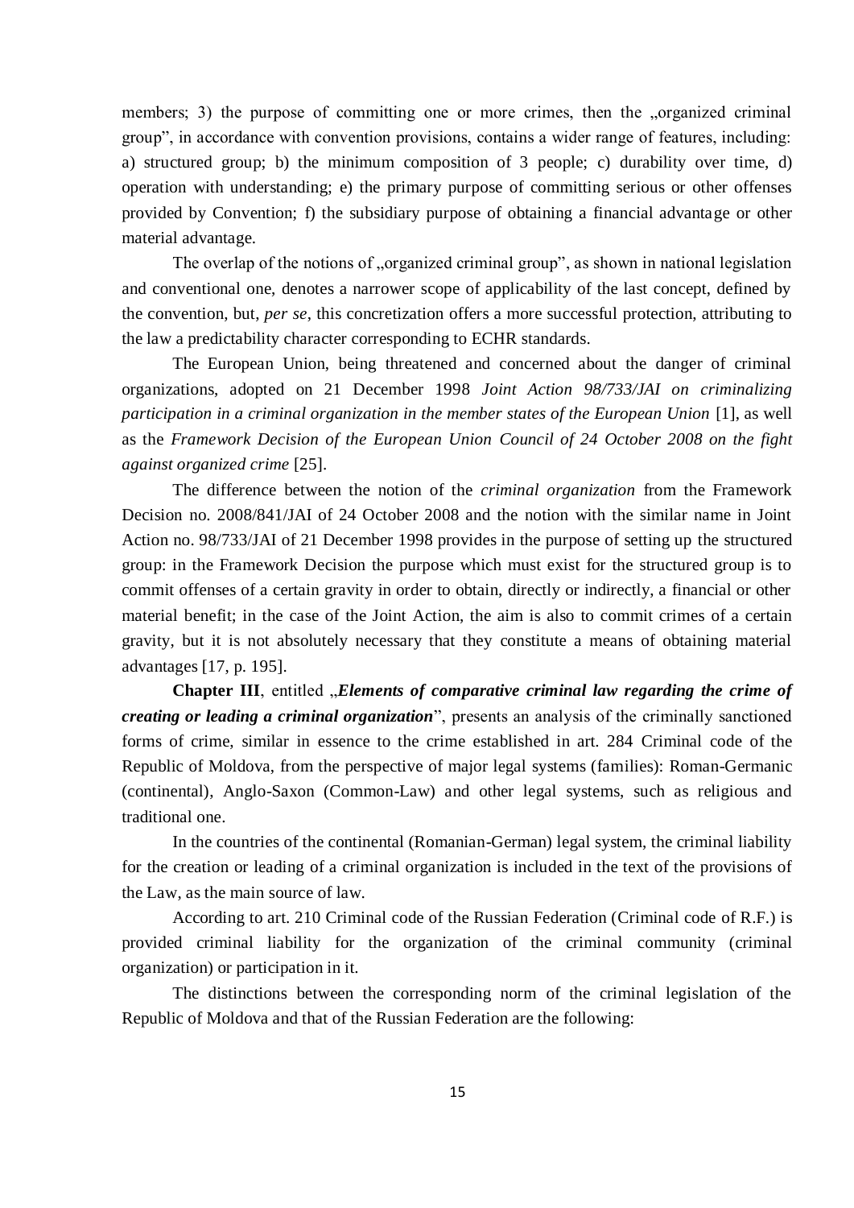members; 3) the purpose of committing one or more crimes, then the „organized criminal group", in accordance with convention provisions, contains a wider range of features, including: a) structured group; b) the minimum composition of 3 people; c) durability over time, d) operation with understanding; e) the primary purpose of committing serious or other offenses provided by Convention; f) the subsidiary purpose of obtaining a financial advantage or other material advantage.

The overlap of the notions of „organized criminal group", as shown in national legislation and conventional one, denotes a narrower scope of applicability of the last concept, defined by the convention, but, *per se*, this concretization offers a more successful protection, attributing to the law a predictability character corresponding to ECHR standards.

The European Union, being threatened and concerned about the danger of criminal organizations, adopted on 21 December 1998 *Joint Action 98/733/JAI on criminalizing participation in a criminal organization in the member states of the European Union* [1], as well as the *Framework Decision of the European Union Council of 24 October 2008 on the fight against organized crime* [25].

The difference between the notion of the *criminal organization* from the Framework Decision no. 2008/841/JAI of 24 October 2008 and the notion with the similar name in Joint Action no. 98/733/JAI of 21 December 1998 provides in the purpose of setting up the structured group: in the Framework Decision the purpose which must exist for the structured group is to commit offenses of a certain gravity in order to obtain, directly or indirectly, a financial or other material benefit; in the case of the Joint Action, the aim is also to commit crimes of a certain gravity, but it is not absolutely necessary that they constitute a means of obtaining material advantages [17, p. 195].

**Chapter III**, entitled „***Elements of comparative criminal law regarding the crime of creating or leading a criminal organization***", presents an analysis of the criminally sanctioned forms of crime, similar in essence to the crime established in art. 284 Criminal code of the Republic of Moldova, from the perspective of major legal systems (families): Roman-Germanic (continental), Anglo-Saxon (Common-Law) and other legal systems, such as religious and traditional one.

In the countries of the continental (Romanian-German) legal system, the criminal liability for the creation or leading of a criminal organization is included in the text of the provisions of the Law, as the main source of law.

According to art. 210 Criminal code of the Russian Federation (Criminal code of R.F.) is provided criminal liability for the organization of the criminal community (criminal organization) or participation in it.

The distinctions between the corresponding norm of the criminal legislation of the Republic of Moldova and that of the Russian Federation are the following: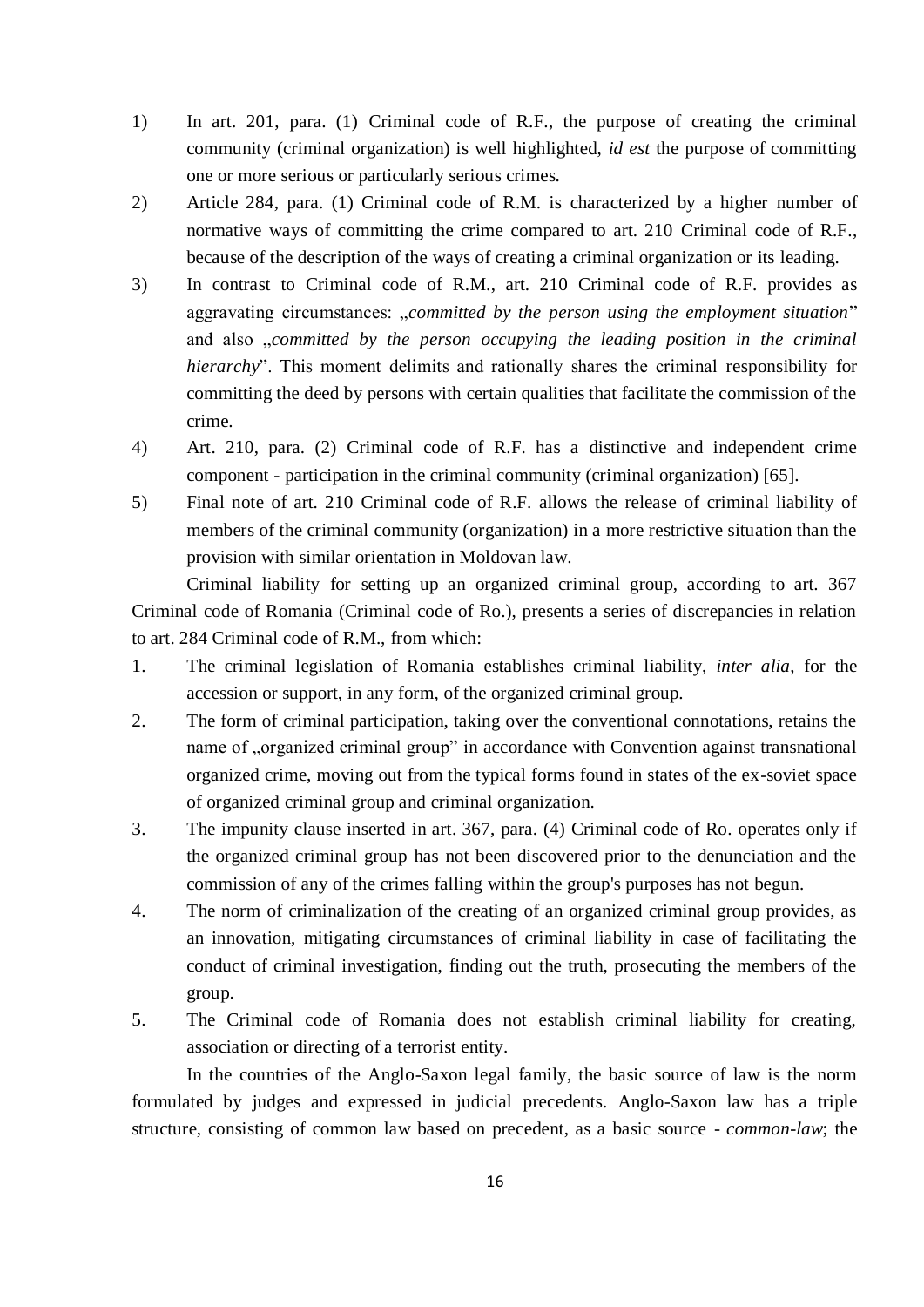1) In art. 201, para. (1) Criminal code of R.F., the purpose of creating the criminal community (criminal organization) is well highlighted, *id est* the purpose of committing one or more serious or particularly serious crimes.
2) Article 284, para. (1) Criminal code of R.M. is characterized by a higher number of normative ways of committing the crime compared to art. 210 Criminal code of R.F., because of the description of the ways of creating a criminal organization or its leading.
3) In contrast to Criminal code of R.M., art. 210 Criminal code of R.F. provides as aggravating circumstances: „*committed by the person using the employment situation*" and also „*committed by the person occupying the leading position in the criminal hierarchy*". This moment delimits and rationally shares the criminal responsibility for committing the deed by persons with certain qualities that facilitate the commission of the crime.
4) Art. 210, para. (2) Criminal code of R.F. has a distinctive and independent crime component - participation in the criminal community (criminal organization) [65].
5) Final note of art. 210 Criminal code of R.F. allows the release of criminal liability of members of the criminal community (organization) in a more restrictive situation than the provision with similar orientation in Moldovan law.

Criminal liability for setting up an organized criminal group, according to art. 367 Criminal code of Romania (Criminal code of Ro.), presents a series of discrepancies in relation to art. 284 Criminal code of R.M., from which:

1. The criminal legislation of Romania establishes criminal liability, *inter alia*, for the accession or support, in any form, of the organized criminal group.
2. The form of criminal participation, taking over the conventional connotations, retains the name of „organized criminal group" in accordance with Convention against transnational organized crime, moving out from the typical forms found in states of the ex-soviet space of organized criminal group and criminal organization.
3. The impunity clause inserted in art. 367, para. (4) Criminal code of Ro. operates only if the organized criminal group has not been discovered prior to the denunciation and the commission of any of the crimes falling within the group's purposes has not begun.
4. The norm of criminalization of the creating of an organized criminal group provides, as an innovation, mitigating circumstances of criminal liability in case of facilitating the conduct of criminal investigation, finding out the truth, prosecuting the members of the group.
5. The Criminal code of Romania does not establish criminal liability for creating, association or directing of a terrorist entity.

In the countries of the Anglo-Saxon legal family, the basic source of law is the norm formulated by judges and expressed in judicial precedents. Anglo-Saxon law has a triple structure, consisting of common law based on precedent, as a basic source - *common-law*; the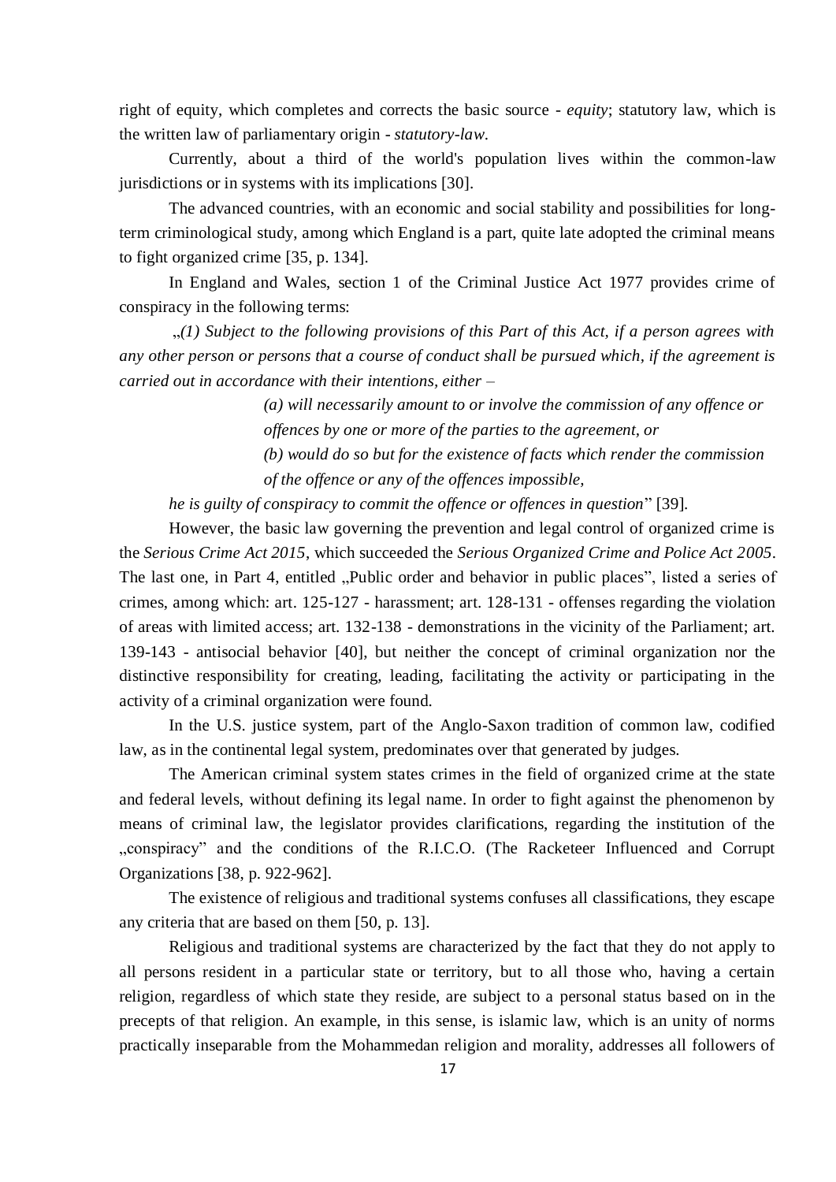right of equity, which completes and corrects the basic source - *equity*; statutory law, which is the written law of parliamentary origin - *statutory-law*.

Currently, about a third of the world's population lives within the common-law jurisdictions or in systems with its implications [30].

The advanced countries, with an economic and social stability and possibilities for long-term criminological study, among which England is a part, quite late adopted the criminal means to fight organized crime [35, p. 134].

In England and Wales, section 1 of the Criminal Justice Act 1977 provides crime of conspiracy in the following terms:

„*(1) Subject to the following provisions of this Part of this Act, if a person agrees with any other person or persons that a course of conduct shall be pursued which, if the agreement is carried out in accordance with their intentions, either –*

> *(a) will necessarily amount to or involve the commission of any offence or offences by one or more of the parties to the agreement, or*
>
> *(b) would do so but for the existence of facts which render the commission of the offence or any of the offences impossible,*

*he is guilty of conspiracy to commit the offence or offences in question*" [39].

However, the basic law governing the prevention and legal control of organized crime is the *Serious Crime Act 2015*, which succeeded the *Serious Organized Crime and Police Act 2005*. The last one, in Part 4, entitled „Public order and behavior in public places", listed a series of crimes, among which: art. 125-127 - harassment; art. 128-131 - offenses regarding the violation of areas with limited access; art. 132-138 - demonstrations in the vicinity of the Parliament; art. 139-143 - antisocial behavior [40], but neither the concept of criminal organization nor the distinctive responsibility for creating, leading, facilitating the activity or participating in the activity of a criminal organization were found.

In the U.S. justice system, part of the Anglo-Saxon tradition of common law, codified law, as in the continental legal system, predominates over that generated by judges.

The American criminal system states crimes in the field of organized crime at the state and federal levels, without defining its legal name. In order to fight against the phenomenon by means of criminal law, the legislator provides clarifications, regarding the institution of the „conspiracy" and the conditions of the R.I.C.O. (The Racketeer Influenced and Corrupt Organizations [38, p. 922-962].

The existence of religious and traditional systems confuses all classifications, they escape any criteria that are based on them [50, p. 13].

Religious and traditional systems are characterized by the fact that they do not apply to all persons resident in a particular state or territory, but to all those who, having a certain religion, regardless of which state they reside, are subject to a personal status based on in the precepts of that religion. An example, in this sense, is islamic law, which is an unity of norms practically inseparable from the Mohammedan religion and morality, addresses all followers of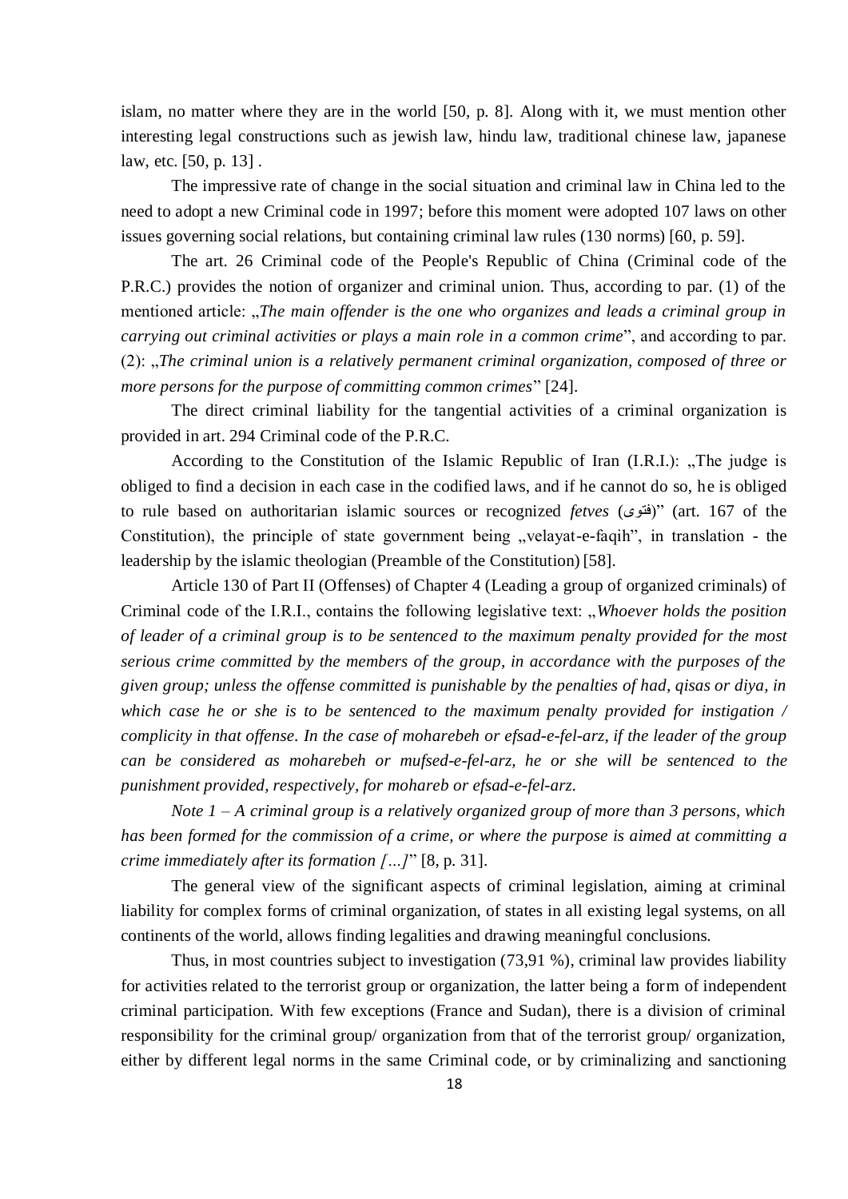islam, no matter where they are in the world [50, p. 8]. Along with it, we must mention other interesting legal constructions such as jewish law, hindu law, traditional chinese law, japanese law, etc. [50, p. 13] .

The impressive rate of change in the social situation and criminal law in China led to the need to adopt a new Criminal code in 1997; before this moment were adopted 107 laws on other issues governing social relations, but containing criminal law rules (130 norms) [60, p. 59].

The art. 26 Criminal code of the People's Republic of China (Criminal code of the P.R.C.) provides the notion of organizer and criminal union. Thus, according to par. (1) of the mentioned article: „*The main offender is the one who organizes and leads a criminal group in carrying out criminal activities or plays a main role in a common crime*", and according to par. (2): „*The criminal union is a relatively permanent criminal organization, composed of three or more persons for the purpose of committing common crimes*" [24].

The direct criminal liability for the tangential activities of a criminal organization is provided in art. 294 Criminal code of the P.R.C.

According to the Constitution of the Islamic Republic of Iran (I.R.I.): „The judge is obliged to find a decision in each case in the codified laws, and if he cannot do so, he is obliged to rule based on authoritarian islamic sources or recognized *fetves* (فتوى)" (art. 167 of the Constitution), the principle of state government being „velayat-e-faqih", in translation - the leadership by the islamic theologian (Preamble of the Constitution) [58].

Article 130 of Part II (Offenses) of Chapter 4 (Leading a group of organized criminals) of Criminal code of the I.R.I., contains the following legislative text: „*Whoever holds the position of leader of a criminal group is to be sentenced to the maximum penalty provided for the most serious crime committed by the members of the group, in accordance with the purposes of the given group; unless the offense committed is punishable by the penalties of had, qisas or diya, in which case he or she is to be sentenced to the maximum penalty provided for instigation / complicity in that offense. In the case of moharebeh or efsad-e-fel-arz, if the leader of the group can be considered as moharebeh or mufsed-e-fel-arz, he or she will be sentenced to the punishment provided, respectively, for mohareb or efsad-e-fel-arz.*

*Note 1 – A criminal group is a relatively organized group of more than 3 persons, which has been formed for the commission of a crime, or where the purpose is aimed at committing a crime immediately after its formation […]*" [8, p. 31].

The general view of the significant aspects of criminal legislation, aiming at criminal liability for complex forms of criminal organization, of states in all existing legal systems, on all continents of the world, allows finding legalities and drawing meaningful conclusions.

Thus, in most countries subject to investigation (73,91 %), criminal law provides liability for activities related to the terrorist group or organization, the latter being a form of independent criminal participation. With few exceptions (France and Sudan), there is a division of criminal responsibility for the criminal group/ organization from that of the terrorist group/ organization, either by different legal norms in the same Criminal code, or by criminalizing and sanctioning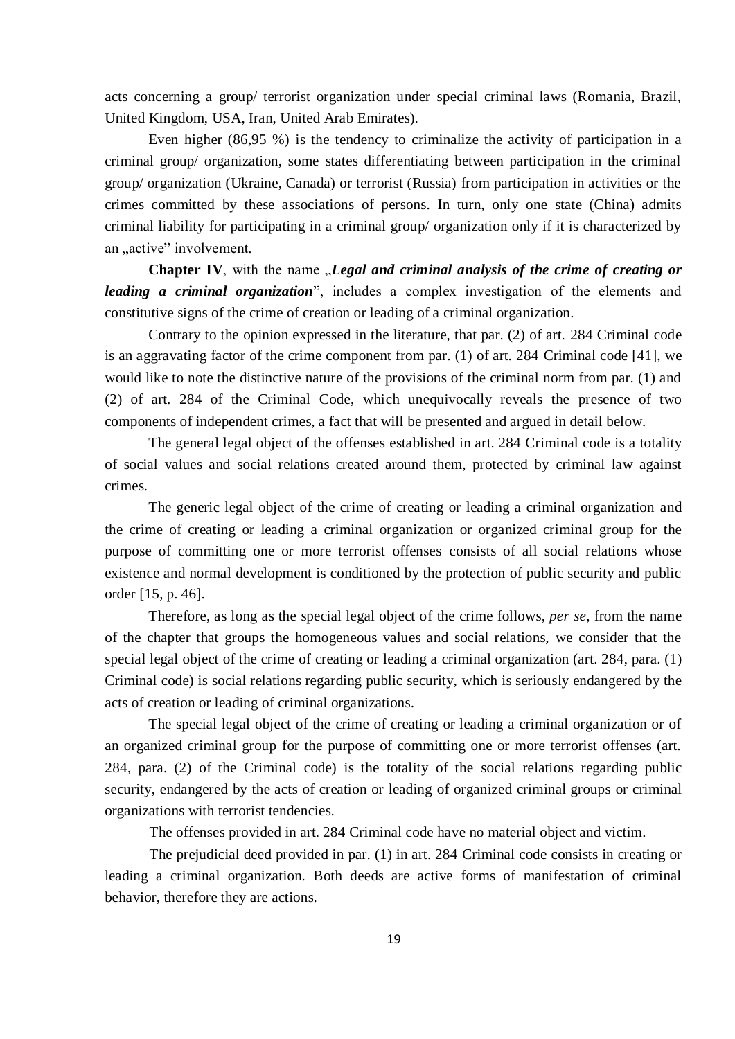acts concerning a group/ terrorist organization under special criminal laws (Romania, Brazil, United Kingdom, USA, Iran, United Arab Emirates).

Even higher (86,95 %) is the tendency to criminalize the activity of participation in a criminal group/ organization, some states differentiating between participation in the criminal group/ organization (Ukraine, Canada) or terrorist (Russia) from participation in activities or the crimes committed by these associations of persons. In turn, only one state (China) admits criminal liability for participating in a criminal group/ organization only if it is characterized by an „active" involvement.

**Chapter IV**, with the name „***Legal and criminal analysis of the crime of creating or leading a criminal organization***", includes a complex investigation of the elements and constitutive signs of the crime of creation or leading of a criminal organization.

Contrary to the opinion expressed in the literature, that par. (2) of art. 284 Criminal code is an aggravating factor of the crime component from par. (1) of art. 284 Criminal code [41], we would like to note the distinctive nature of the provisions of the criminal norm from par. (1) and (2) of art. 284 of the Criminal Code, which unequivocally reveals the presence of two components of independent crimes, a fact that will be presented and argued in detail below.

The general legal object of the offenses established in art. 284 Criminal code is a totality of social values and social relations created around them, protected by criminal law against crimes.

The generic legal object of the crime of creating or leading a criminal organization and the crime of creating or leading a criminal organization or organized criminal group for the purpose of committing one or more terrorist offenses consists of all social relations whose existence and normal development is conditioned by the protection of public security and public order [15, p. 46].

Therefore, as long as the special legal object of the crime follows, *per se*, from the name of the chapter that groups the homogeneous values and social relations, we consider that the special legal object of the crime of creating or leading a criminal organization (art. 284, para. (1) Criminal code) is social relations regarding public security, which is seriously endangered by the acts of creation or leading of criminal organizations.

The special legal object of the crime of creating or leading a criminal organization or of an organized criminal group for the purpose of committing one or more terrorist offenses (art. 284, para. (2) of the Criminal code) is the totality of the social relations regarding public security, endangered by the acts of creation or leading of organized criminal groups or criminal organizations with terrorist tendencies.

The offenses provided in art. 284 Criminal code have no material object and victim.

The prejudicial deed provided in par. (1) in art. 284 Criminal code consists in creating or leading a criminal organization. Both deeds are active forms of manifestation of criminal behavior, therefore they are actions.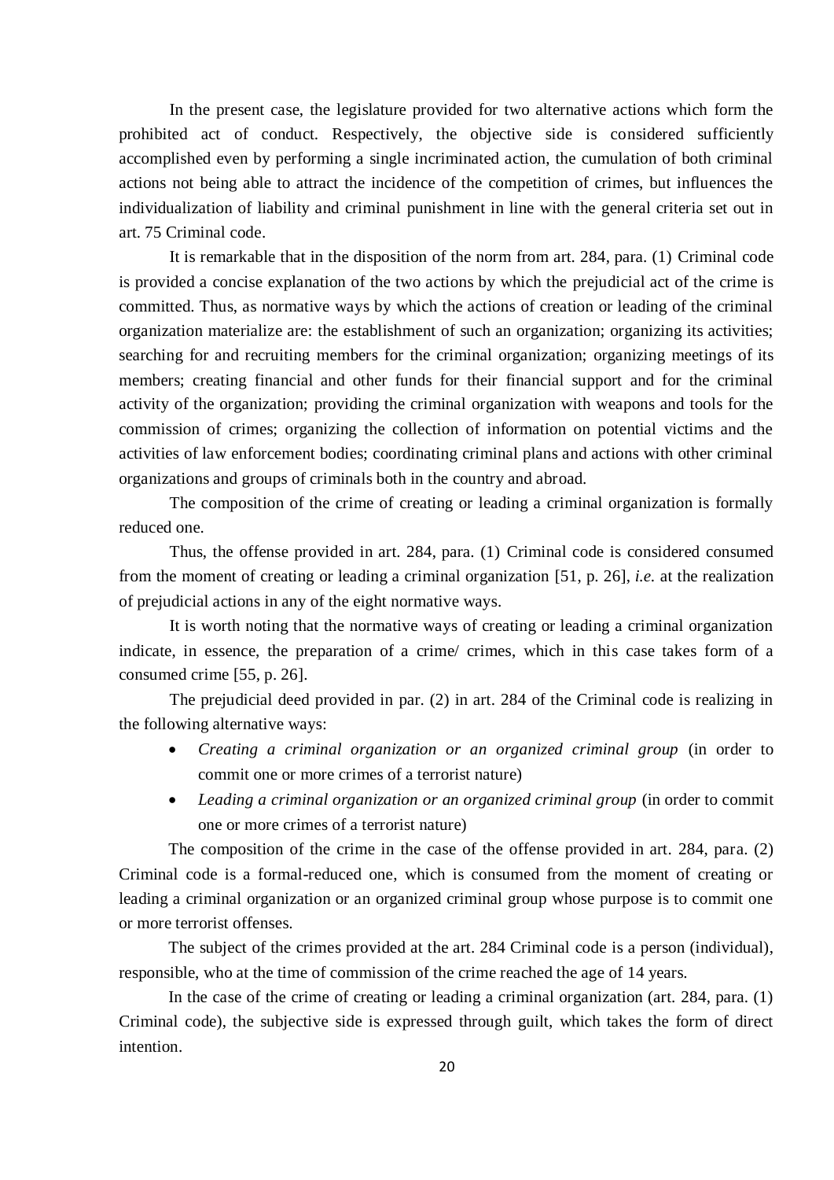In the present case, the legislature provided for two alternative actions which form the prohibited act of conduct. Respectively, the objective side is considered sufficiently accomplished even by performing a single incriminated action, the cumulation of both criminal actions not being able to attract the incidence of the competition of crimes, but influences the individualization of liability and criminal punishment in line with the general criteria set out in art. 75 Criminal code.

It is remarkable that in the disposition of the norm from art. 284, para. (1) Criminal code is provided a concise explanation of the two actions by which the prejudicial act of the crime is committed. Thus, as normative ways by which the actions of creation or leading of the criminal organization materialize are: the establishment of such an organization; organizing its activities; searching for and recruiting members for the criminal organization; organizing meetings of its members; creating financial and other funds for their financial support and for the criminal activity of the organization; providing the criminal organization with weapons and tools for the commission of crimes; organizing the collection of information on potential victims and the activities of law enforcement bodies; coordinating criminal plans and actions with other criminal organizations and groups of criminals both in the country and abroad.

The composition of the crime of creating or leading a criminal organization is formally reduced one.

Thus, the offense provided in art. 284, para. (1) Criminal code is considered consumed from the moment of creating or leading a criminal organization [51, p. 26], *i.e.* at the realization of prejudicial actions in any of the eight normative ways.

It is worth noting that the normative ways of creating or leading a criminal organization indicate, in essence, the preparation of a crime/ crimes, which in this case takes form of a consumed crime [55, p. 26].

The prejudicial deed provided in par. (2) in art. 284 of the Criminal code is realizing in the following alternative ways:

- *Creating a criminal organization or an organized criminal group* (in order to commit one or more crimes of a terrorist nature)
- *Leading a criminal organization or an organized criminal group* (in order to commit one or more crimes of a terrorist nature)

The composition of the crime in the case of the offense provided in art. 284, para. (2) Criminal code is a formal-reduced one, which is consumed from the moment of creating or leading a criminal organization or an organized criminal group whose purpose is to commit one or more terrorist offenses.

The subject of the crimes provided at the art. 284 Criminal code is a person (individual), responsible, who at the time of commission of the crime reached the age of 14 years.

In the case of the crime of creating or leading a criminal organization (art. 284, para. (1) Criminal code), the subjective side is expressed through guilt, which takes the form of direct intention.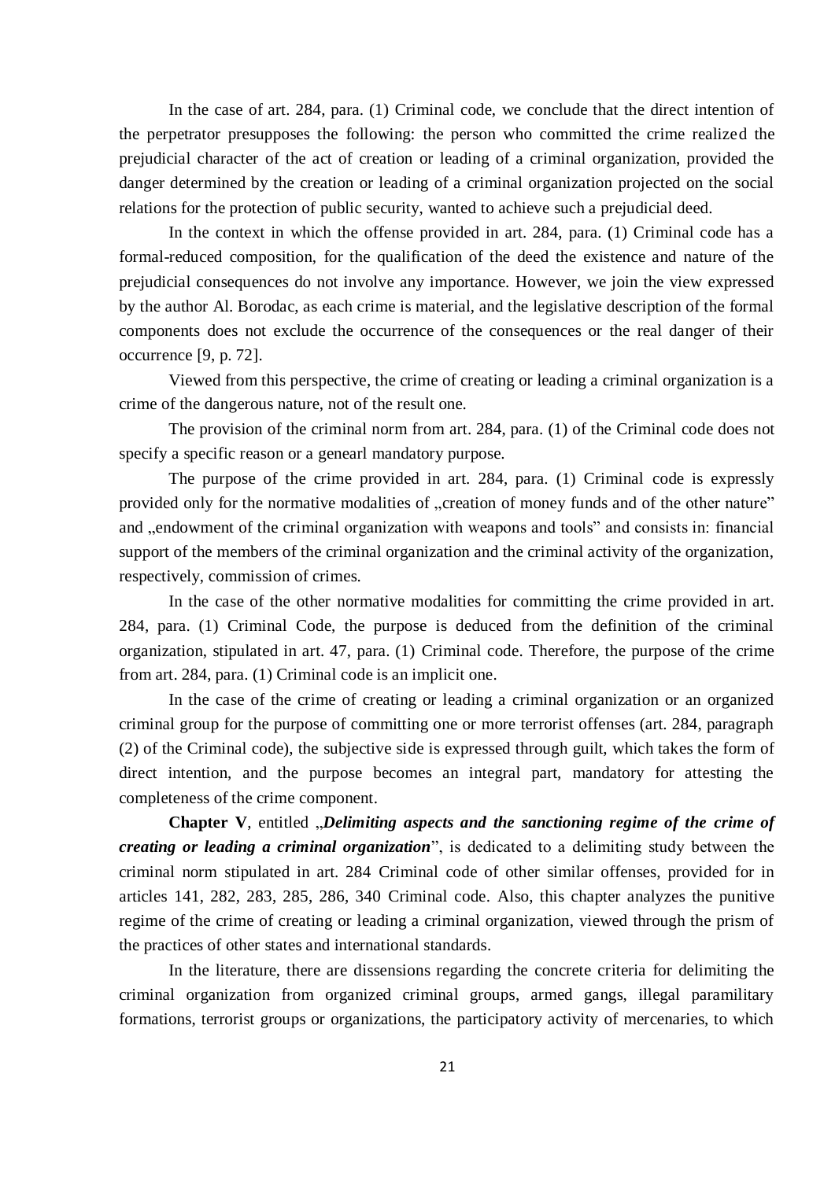In the case of art. 284, para. (1) Criminal code, we conclude that the direct intention of the perpetrator presupposes the following: the person who committed the crime realized the prejudicial character of the act of creation or leading of a criminal organization, provided the danger determined by the creation or leading of a criminal organization projected on the social relations for the protection of public security, wanted to achieve such a prejudicial deed.

In the context in which the offense provided in art. 284, para. (1) Criminal code has a formal-reduced composition, for the qualification of the deed the existence and nature of the prejudicial consequences do not involve any importance. However, we join the view expressed by the author Al. Borodac, as each crime is material, and the legislative description of the formal components does not exclude the occurrence of the consequences or the real danger of their occurrence [9, p. 72].

Viewed from this perspective, the crime of creating or leading a criminal organization is a crime of the dangerous nature, not of the result one.

The provision of the criminal norm from art. 284, para. (1) of the Criminal code does not specify a specific reason or a genearl mandatory purpose.

The purpose of the crime provided in art. 284, para. (1) Criminal code is expressly provided only for the normative modalities of „creation of money funds and of the other nature" and „endowment of the criminal organization with weapons and tools" and consists in: financial support of the members of the criminal organization and the criminal activity of the organization, respectively, commission of crimes.

In the case of the other normative modalities for committing the crime provided in art. 284, para. (1) Criminal Code, the purpose is deduced from the definition of the criminal organization, stipulated in art. 47, para. (1) Criminal code. Therefore, the purpose of the crime from art. 284, para. (1) Criminal code is an implicit one.

In the case of the crime of creating or leading a criminal organization or an organized criminal group for the purpose of committing one or more terrorist offenses (art. 284, paragraph (2) of the Criminal code), the subjective side is expressed through guilt, which takes the form of direct intention, and the purpose becomes an integral part, mandatory for attesting the completeness of the crime component.

**Chapter V**, entitled „***Delimiting aspects and the sanctioning regime of the crime of creating or leading a criminal organization***", is dedicated to a delimiting study between the criminal norm stipulated in art. 284 Criminal code of other similar offenses, provided for in articles 141, 282, 283, 285, 286, 340 Criminal code. Also, this chapter analyzes the punitive regime of the crime of creating or leading a criminal organization, viewed through the prism of the practices of other states and international standards.

In the literature, there are dissensions regarding the concrete criteria for delimiting the criminal organization from organized criminal groups, armed gangs, illegal paramilitary formations, terrorist groups or organizations, the participatory activity of mercenaries, to which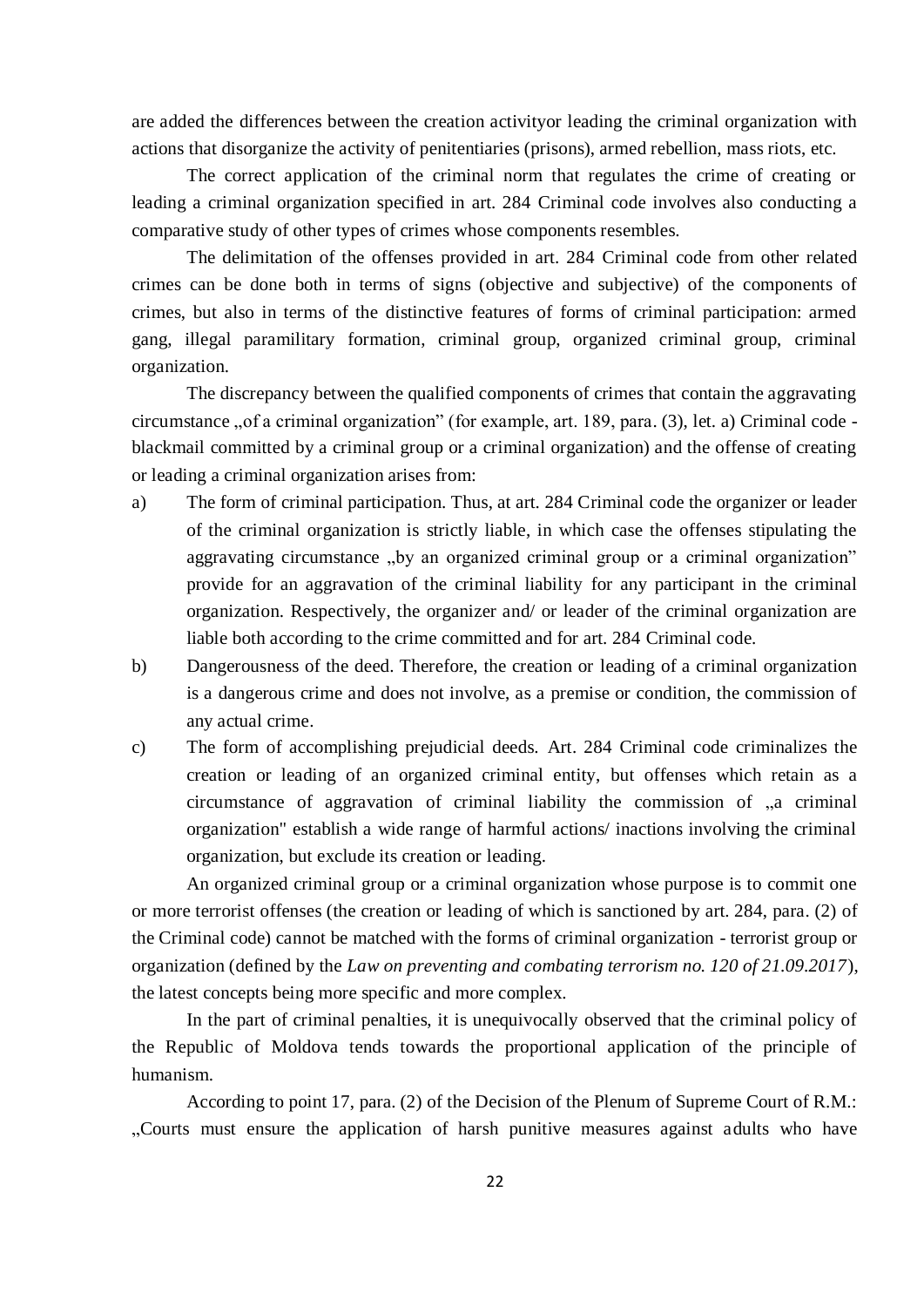are added the differences between the creation activityor leading the criminal organization with actions that disorganize the activity of penitentiaries (prisons), armed rebellion, mass riots, etc.

The correct application of the criminal norm that regulates the crime of creating or leading a criminal organization specified in art. 284 Criminal code involves also conducting a comparative study of other types of crimes whose components resembles.

The delimitation of the offenses provided in art. 284 Criminal code from other related crimes can be done both in terms of signs (objective and subjective) of the components of crimes, but also in terms of the distinctive features of forms of criminal participation: armed gang, illegal paramilitary formation, criminal group, organized criminal group, criminal organization.

The discrepancy between the qualified components of crimes that contain the aggravating circumstance „of a criminal organization" (for example, art. 189, para. (3), let. a) Criminal code - blackmail committed by a criminal group or a criminal organization) and the offense of creating or leading a criminal organization arises from:

a) The form of criminal participation. Thus, at art. 284 Criminal code the organizer or leader of the criminal organization is strictly liable, in which case the offenses stipulating the aggravating circumstance „by an organized criminal group or a criminal organization" provide for an aggravation of the criminal liability for any participant in the criminal organization. Respectively, the organizer and/ or leader of the criminal organization are liable both according to the crime committed and for art. 284 Criminal code.
b) Dangerousness of the deed. Therefore, the creation or leading of a criminal organization is a dangerous crime and does not involve, as a premise or condition, the commission of any actual crime.
c) The form of accomplishing prejudicial deeds. Art. 284 Criminal code criminalizes the creation or leading of an organized criminal entity, but offenses which retain as a circumstance of aggravation of criminal liability the commission of „a criminal organization" establish a wide range of harmful actions/ inactions involving the criminal organization, but exclude its creation or leading.

An organized criminal group or a criminal organization whose purpose is to commit one or more terrorist offenses (the creation or leading of which is sanctioned by art. 284, para. (2) of the Criminal code) cannot be matched with the forms of criminal organization - terrorist group or organization (defined by the *Law on preventing and combating terrorism no. 120 of 21.09.2017*), the latest concepts being more specific and more complex.

In the part of criminal penalties, it is unequivocally observed that the criminal policy of the Republic of Moldova tends towards the proportional application of the principle of humanism.

According to point 17, para. (2) of the Decision of the Plenum of Supreme Court of R.M.: „Courts must ensure the application of harsh punitive measures against adults who have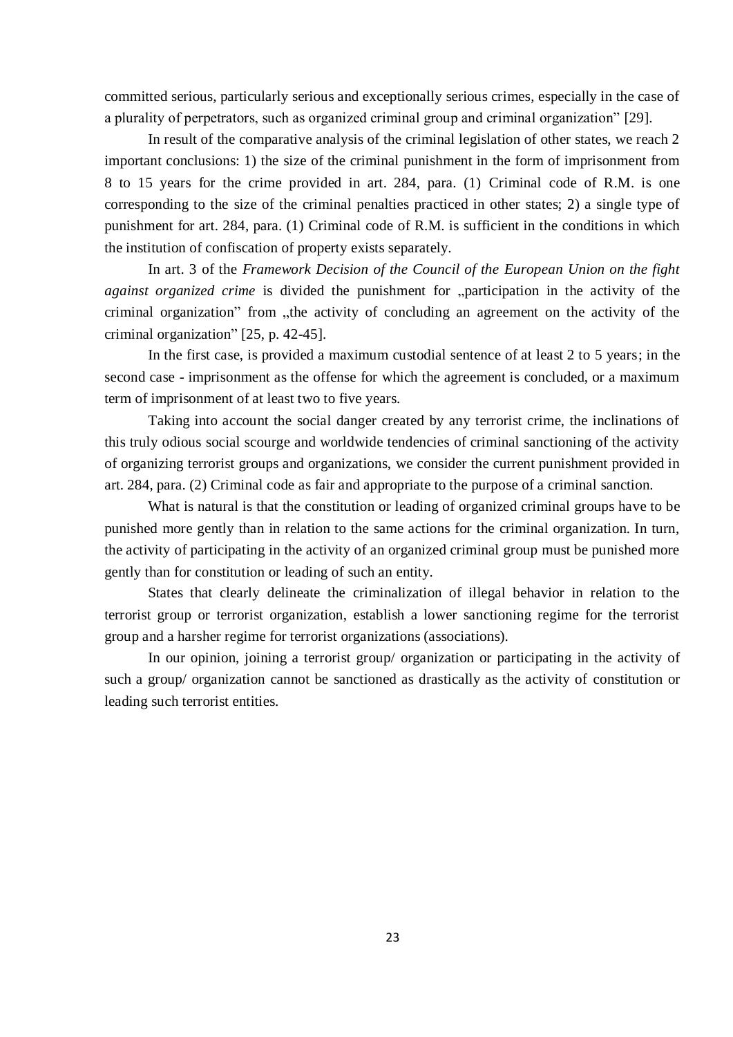committed serious, particularly serious and exceptionally serious crimes, especially in the case of a plurality of perpetrators, such as organized criminal group and criminal organization" [29].

In result of the comparative analysis of the criminal legislation of other states, we reach 2 important conclusions: 1) the size of the criminal punishment in the form of imprisonment from 8 to 15 years for the crime provided in art. 284, para. (1) Criminal code of R.M. is one corresponding to the size of the criminal penalties practiced in other states; 2) a single type of punishment for art. 284, para. (1) Criminal code of R.M. is sufficient in the conditions in which the institution of confiscation of property exists separately.

In art. 3 of the *Framework Decision of the Council of the European Union on the fight against organized crime* is divided the punishment for „participation in the activity of the criminal organization" from „the activity of concluding an agreement on the activity of the criminal organization" [25, p. 42-45].

In the first case, is provided a maximum custodial sentence of at least 2 to 5 years; in the second case - imprisonment as the offense for which the agreement is concluded, or a maximum term of imprisonment of at least two to five years.

Taking into account the social danger created by any terrorist crime, the inclinations of this truly odious social scourge and worldwide tendencies of criminal sanctioning of the activity of organizing terrorist groups and organizations, we consider the current punishment provided in art. 284, para. (2) Criminal code as fair and appropriate to the purpose of a criminal sanction.

What is natural is that the constitution or leading of organized criminal groups have to be punished more gently than in relation to the same actions for the criminal organization. In turn, the activity of participating in the activity of an organized criminal group must be punished more gently than for constitution or leading of such an entity.

States that clearly delineate the criminalization of illegal behavior in relation to the terrorist group or terrorist organization, establish a lower sanctioning regime for the terrorist group and a harsher regime for terrorist organizations (associations).

In our opinion, joining a terrorist group/ organization or participating in the activity of such a group/ organization cannot be sanctioned as drastically as the activity of constitution or leading such terrorist entities.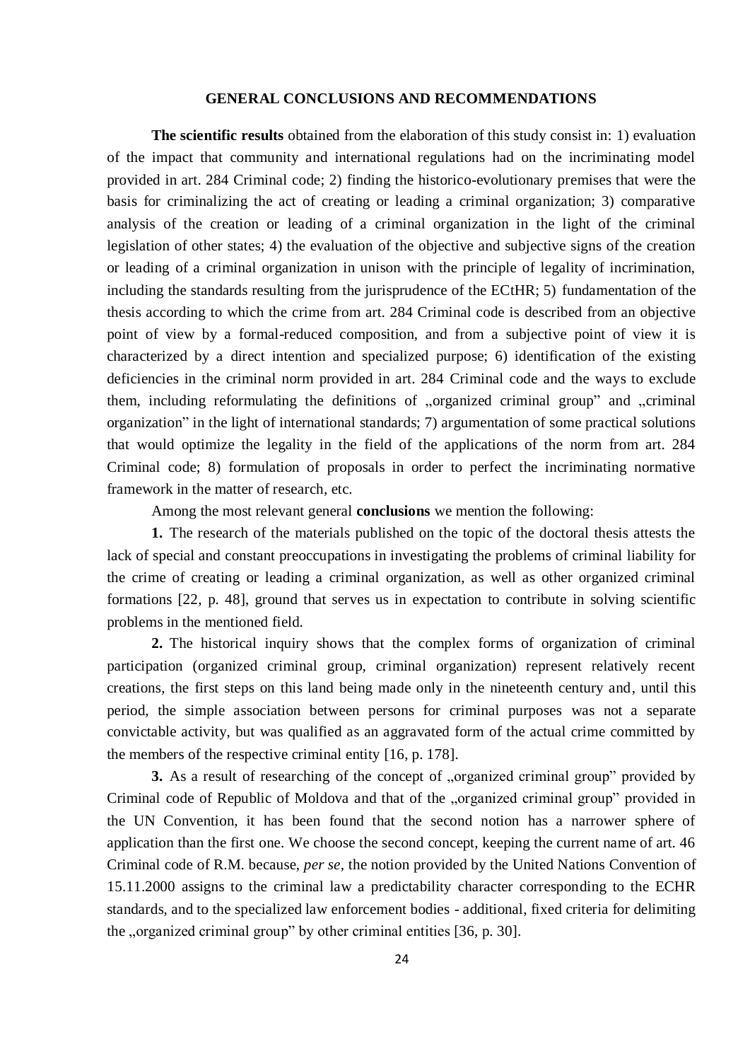## GENERAL CONCLUSIONS AND RECOMMENDATIONS

**The scientific results** obtained from the elaboration of this study consist in: 1) evaluation of the impact that community and international regulations had on the incriminating model provided in art. 284 Criminal code; 2) finding the historico-evolutionary premises that were the basis for criminalizing the act of creating or leading a criminal organization; 3) comparative analysis of the creation or leading of a criminal organization in the light of the criminal legislation of other states; 4) the evaluation of the objective and subjective signs of the creation or leading of a criminal organization in unison with the principle of legality of incrimination, including the standards resulting from the jurisprudence of the ECtHR; 5) fundamentation of the thesis according to which the crime from art. 284 Criminal code is described from an objective point of view by a formal-reduced composition, and from a subjective point of view it is characterized by a direct intention and specialized purpose; 6) identification of the existing deficiencies in the criminal norm provided in art. 284 Criminal code and the ways to exclude them, including reformulating the definitions of „organized criminal group" and „criminal organization" in the light of international standards; 7) argumentation of some practical solutions that would optimize the legality in the field of the applications of the norm from art. 284 Criminal code; 8) formulation of proposals in order to perfect the incriminating normative framework in the matter of research, etc.

Among the most relevant general **conclusions** we mention the following:

**1.** The research of the materials published on the topic of the doctoral thesis attests the lack of special and constant preoccupations in investigating the problems of criminal liability for the crime of creating or leading a criminal organization, as well as other organized criminal formations [22, p. 48], ground that serves us in expectation to contribute in solving scientific problems in the mentioned field.

**2.** The historical inquiry shows that the complex forms of organization of criminal participation (organized criminal group, criminal organization) represent relatively recent creations, the first steps on this land being made only in the nineteenth century and, until this period, the simple association between persons for criminal purposes was not a separate convictable activity, but was qualified as an aggravated form of the actual crime committed by the members of the respective criminal entity [16, p. 178].

**3.** As a result of researching of the concept of „organized criminal group" provided by Criminal code of Republic of Moldova and that of the „organized criminal group" provided in the UN Convention, it has been found that the second notion has a narrower sphere of application than the first one. We choose the second concept, keeping the current name of art. 46 Criminal code of R.M. because, *per se*, the notion provided by the United Nations Convention of 15.11.2000 assigns to the criminal law a predictability character corresponding to the ECHR standards, and to the specialized law enforcement bodies - additional, fixed criteria for delimiting the „organized criminal group" by other criminal entities [36, p. 30].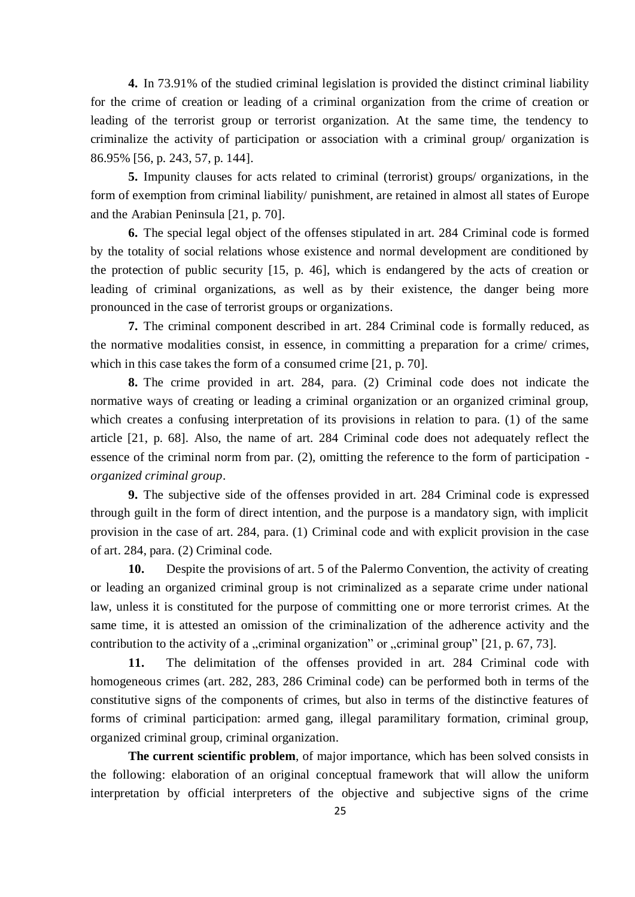**4.** In 73.91% of the studied criminal legislation is provided the distinct criminal liability for the crime of creation or leading of a criminal organization from the crime of creation or leading of the terrorist group or terrorist organization. At the same time, the tendency to criminalize the activity of participation or association with a criminal group/ organization is 86.95% [56, p. 243, 57, p. 144].

**5.** Impunity clauses for acts related to criminal (terrorist) groups/ organizations, in the form of exemption from criminal liability/ punishment, are retained in almost all states of Europe and the Arabian Peninsula [21, p. 70].

**6.** The special legal object of the offenses stipulated in art. 284 Criminal code is formed by the totality of social relations whose existence and normal development are conditioned by the protection of public security [15, p. 46], which is endangered by the acts of creation or leading of criminal organizations, as well as by their existence, the danger being more pronounced in the case of terrorist groups or organizations.

**7.** The criminal component described in art. 284 Criminal code is formally reduced, as the normative modalities consist, in essence, in committing a preparation for a crime/ crimes, which in this case takes the form of a consumed crime [21, p. 70].

**8.** The crime provided in art. 284, para. (2) Criminal code does not indicate the normative ways of creating or leading a criminal organization or an organized criminal group, which creates a confusing interpretation of its provisions in relation to para. (1) of the same article [21, p. 68]. Also, the name of art. 284 Criminal code does not adequately reflect the essence of the criminal norm from par. (2), omitting the reference to the form of participation - *organized criminal group*.

**9.** The subjective side of the offenses provided in art. 284 Criminal code is expressed through guilt in the form of direct intention, and the purpose is a mandatory sign, with implicit provision in the case of art. 284, para. (1) Criminal code and with explicit provision in the case of art. 284, para. (2) Criminal code.

**10.** Despite the provisions of art. 5 of the Palermo Convention, the activity of creating or leading an organized criminal group is not criminalized as a separate crime under national law, unless it is constituted for the purpose of committing one or more terrorist crimes. At the same time, it is attested an omission of the criminalization of the adherence activity and the contribution to the activity of a „criminal organization" or „criminal group" [21, p. 67, 73].

**11.** The delimitation of the offenses provided in art. 284 Criminal code with homogeneous crimes (art. 282, 283, 286 Criminal code) can be performed both in terms of the constitutive signs of the components of crimes, but also in terms of the distinctive features of forms of criminal participation: armed gang, illegal paramilitary formation, criminal group, organized criminal group, criminal organization.

**The current scientific problem**, of major importance, which has been solved consists in the following: elaboration of an original conceptual framework that will allow the uniform interpretation by official interpreters of the objective and subjective signs of the crime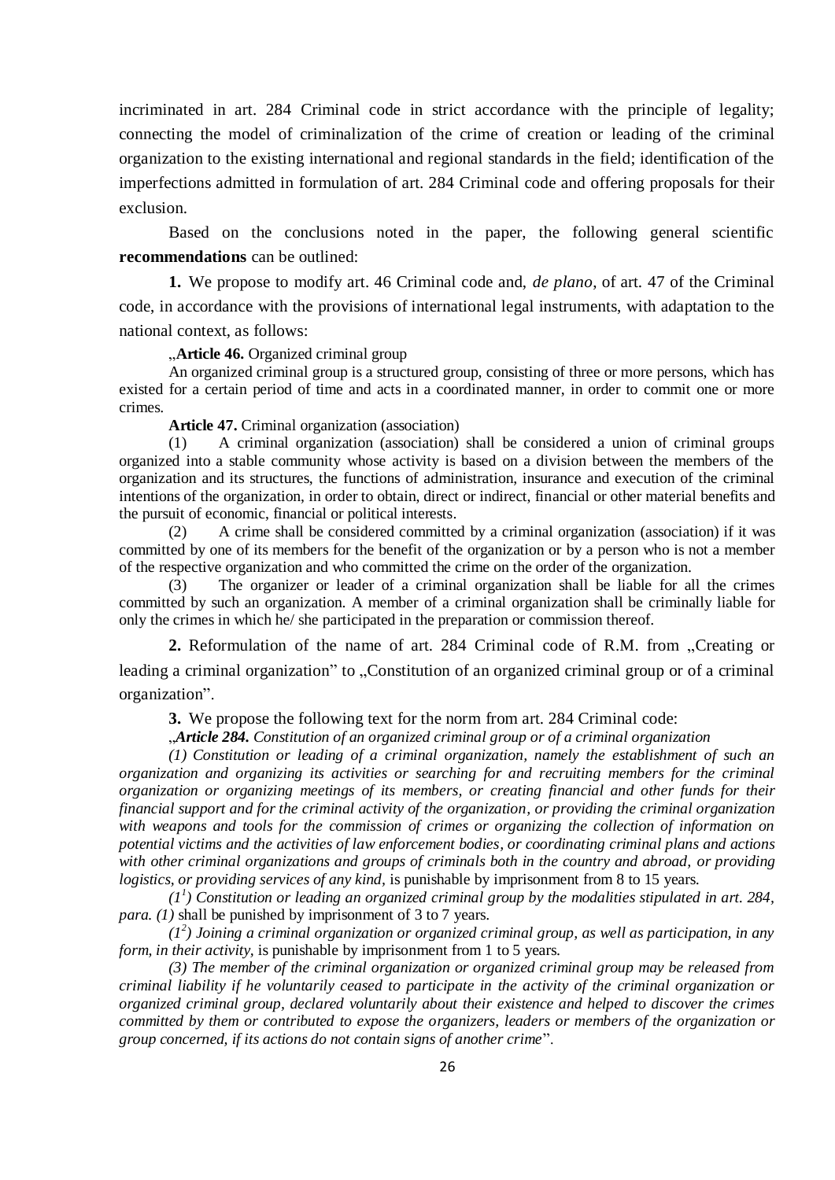incriminated in art. 284 Criminal code in strict accordance with the principle of legality; connecting the model of criminalization of the crime of creation or leading of the criminal organization to the existing international and regional standards in the field; identification of the imperfections admitted in formulation of art. 284 Criminal code and offering proposals for their exclusion.

Based on the conclusions noted in the paper, the following general scientific **recommendations** can be outlined:

**1.** We propose to modify art. 46 Criminal code and, *de plano*, of art. 47 of the Criminal code, in accordance with the provisions of international legal instruments, with adaptation to the national context, as follows:

„**Article 46.** Organized criminal group

An organized criminal group is a structured group, consisting of three or more persons, which has existed for a certain period of time and acts in a coordinated manner, in order to commit one or more crimes.

**Article 47.** Criminal organization (association)

(1) A criminal organization (association) shall be considered a union of criminal groups organized into a stable community whose activity is based on a division between the members of the organization and its structures, the functions of administration, insurance and execution of the criminal intentions of the organization, in order to obtain, direct or indirect, financial or other material benefits and the pursuit of economic, financial or political interests.

(2) A crime shall be considered committed by a criminal organization (association) if it was committed by one of its members for the benefit of the organization or by a person who is not a member of the respective organization and who committed the crime on the order of the organization.

(3) The organizer or leader of a criminal organization shall be liable for all the crimes committed by such an organization. A member of a criminal organization shall be criminally liable for only the crimes in which he/ she participated in the preparation or commission thereof.

**2.** Reformulation of the name of art. 284 Criminal code of R.M. from „Creating or leading a criminal organization" to „Constitution of an organized criminal group or of a criminal organization".

**3.** We propose the following text for the norm from art. 284 Criminal code:

„***Article 284.*** *Constitution of an organized criminal group or of a criminal organization*

*(1) Constitution or leading of a criminal organization, namely the establishment of such an organization and organizing its activities or searching for and recruiting members for the criminal organization or organizing meetings of its members, or creating financial and other funds for their financial support and for the criminal activity of the organization, or providing the criminal organization with weapons and tools for the commission of crimes or organizing the collection of information on potential victims and the activities of law enforcement bodies, or coordinating criminal plans and actions with other criminal organizations and groups of criminals both in the country and abroad, or providing logistics, or providing services of any kind,* is punishable by imprisonment from 8 to 15 years.

*($1^1$) Constitution or leading an organized criminal group by the modalities stipulated in art. 284, para. (1)* shall be punished by imprisonment of 3 to 7 years.

*($1^2$) Joining a criminal organization or organized criminal group, as well as participation, in any form, in their activity,* is punishable by imprisonment from 1 to 5 years.

*(3) The member of the criminal organization or organized criminal group may be released from criminal liability if he voluntarily ceased to participate in the activity of the criminal organization or organized criminal group, declared voluntarily about their existence and helped to discover the crimes committed by them or contributed to expose the organizers, leaders or members of the organization or group concerned, if its actions do not contain signs of another crime*".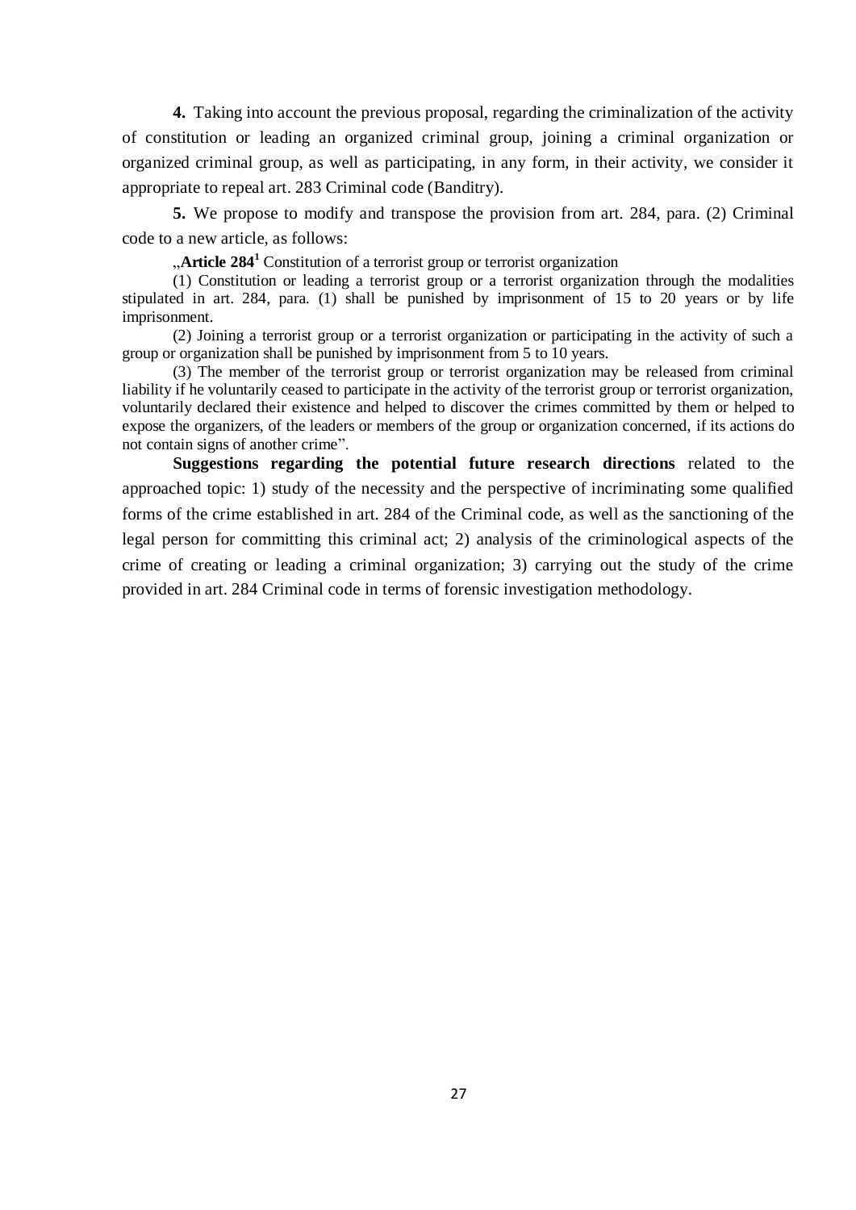**4.** Taking into account the previous proposal, regarding the criminalization of the activity of constitution or leading an organized criminal group, joining a criminal organization or organized criminal group, as well as participating, in any form, in their activity, we consider it appropriate to repeal art. 283 Criminal code (Banditry).

**5.** We propose to modify and transpose the provision from art. 284, para. (2) Criminal code to a new article, as follows:

„**Article 284[1]** Constitution of a terrorist group or terrorist organization

(1) Constitution or leading a terrorist group or a terrorist organization through the modalities stipulated in art. 284, para. (1) shall be punished by imprisonment of 15 to 20 years or by life imprisonment.

(2) Joining a terrorist group or a terrorist organization or participating in the activity of such a group or organization shall be punished by imprisonment from 5 to 10 years.

(3) The member of the terrorist group or terrorist organization may be released from criminal liability if he voluntarily ceased to participate in the activity of the terrorist group or terrorist organization, voluntarily declared their existence and helped to discover the crimes committed by them or helped to expose the organizers, of the leaders or members of the group or organization concerned, if its actions do not contain signs of another crime".

**Suggestions regarding the potential future research directions** related to the approached topic: 1) study of the necessity and the perspective of incriminating some qualified forms of the crime established in art. 284 of the Criminal code, as well as the sanctioning of the legal person for committing this criminal act; 2) analysis of the criminological aspects of the crime of creating or leading a criminal organization; 3) carrying out the study of the crime provided in art. 284 Criminal code in terms of forensic investigation methodology.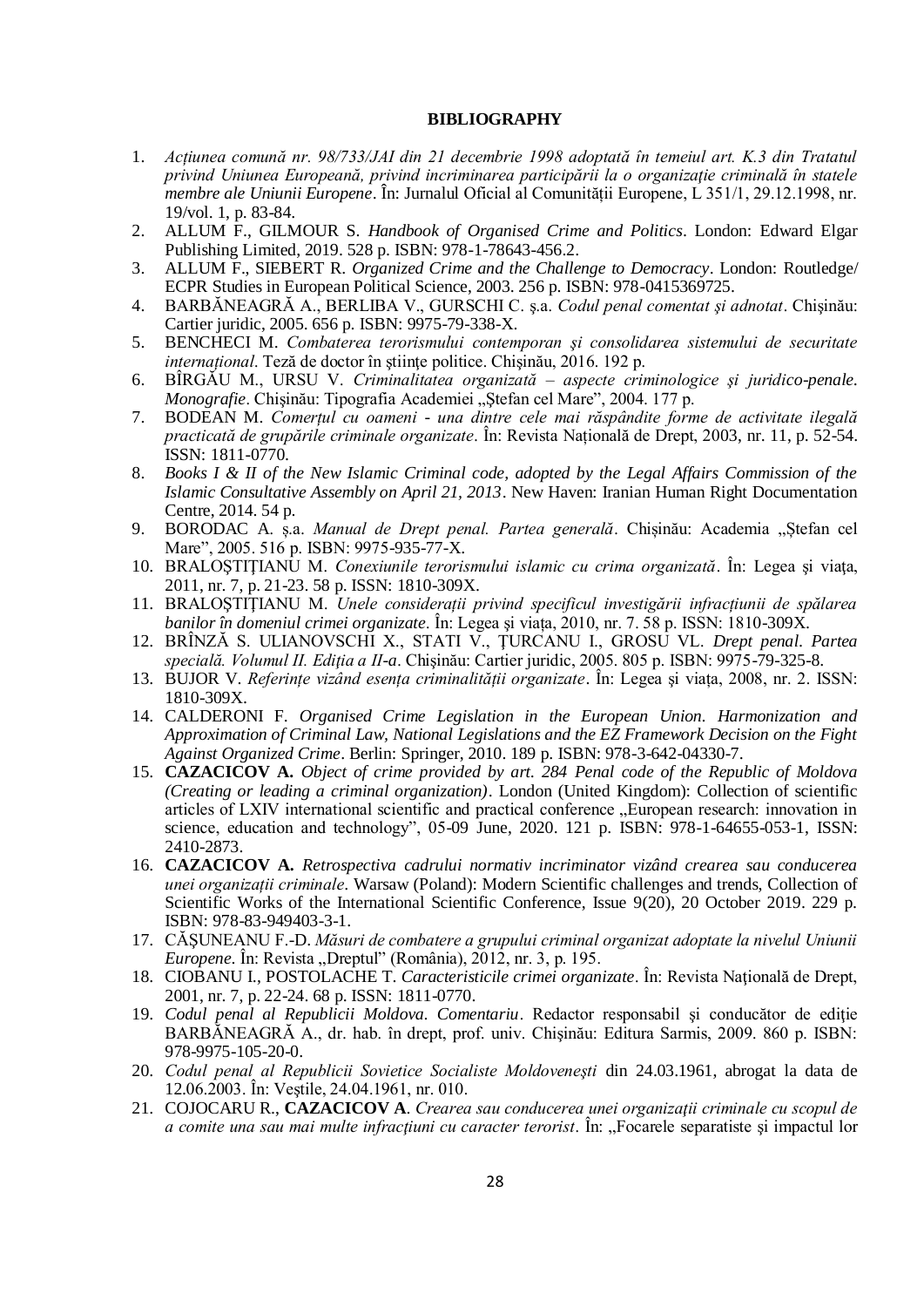**BIBLIOGRAPHY**

1. *Acțiunea comună nr. 98/733/JAI din 21 decembrie 1998 adoptată în temeiul art. K.3 din Tratatul privind Uniunea Europeană, privind incriminarea participării la o organizație criminală în statele membre ale Uniunii Europene*. În: Jurnalul Oficial al Comunității Europene, L 351/1, 29.12.1998, nr. 19/vol. 1, p. 83-84.
2. ALLUM F., GILMOUR S. *Handbook of Organised Crime and Politics*. London: Edward Elgar Publishing Limited, 2019. 528 p. ISBN: 978-1-78643-456.2.
3. ALLUM F., SIEBERT R. *Organized Crime and the Challenge to Democracy*. London: Routledge/ ECPR Studies in European Political Science, 2003. 256 p. ISBN: 978-0415369725.
4. BARBĂNEAGRĂ A., BERLIBA V., GURSCHI C. ș.a. *Codul penal comentat şi adnotat*. Chişinău: Cartier juridic, 2005. 656 p. ISBN: 9975-79-338-X.
5. BENCHECI M. *Combaterea terorismului contemporan şi consolidarea sistemului de securitate internațional*. Teză de doctor în ştiințe politice. Chişinău, 2016. 192 p.
6. BÎRGĂU M., URSU V. *Criminalitatea organizată – aspecte criminologice şi juridico-penale. Monografie*. Chişinău: Tipografia Academiei „Ştefan cel Mare", 2004. 177 p.
7. BODEAN M. *Comerțul cu oameni - una dintre cele mai răspândite forme de activitate ilegală practicată de grupările criminale organizate*. În: Revista Națională de Drept, 2003, nr. 11, p. 52-54. ISSN: 1811-0770.
8. *Books I & II of the New Islamic Criminal code, adopted by the Legal Affairs Commission of the Islamic Consultative Assembly on April 21, 2013*. New Haven: Iranian Human Right Documentation Centre, 2014. 54 p.
9. BORODAC A. ș.a. *Manual de Drept penal. Partea generală*. Chişinău: Academia „Ştefan cel Mare", 2005. 516 p. ISBN: 9975-935-77-X.
10. BRALOȘTIȚIANU M. *Conexiunile terorismului islamic cu crima organizată*. În: Legea şi viața, 2011, nr. 7, p. 21-23. 58 p. ISSN: 1810-309X.
11. BRALOȘTIȚIANU M. *Unele considerații privind specificul investigării infracțiunii de spălarea banilor în domeniul crimei organizate*. În: Legea şi viața, 2010, nr. 7. 58 p. ISSN: 1810-309X.
12. BRÎNZĂ S. ULIANOVSCHI X., STATI V., ȚURCANU I., GROSU VL. *Drept penal. Partea specială. Volumul II. Ediția a II-a*. Chişinău: Cartier juridic, 2005. 805 p. ISBN: 9975-79-325-8.
13. BUJOR V. *Referințe vizând esența criminalității organizate*. În: Legea şi viața, 2008, nr. 2. ISSN: 1810-309X.
14. CALDERONI F. *Organised Crime Legislation in the European Union. Harmonization and Approximation of Criminal Law, National Legislations and the EZ Framework Decision on the Fight Against Organized Crime*. Berlin: Springer, 2010. 189 p. ISBN: 978-3-642-04330-7.
15. **CAZACICOV A.** *Object of crime provided by art. 284 Penal code of the Republic of Moldova (Creating or leading a criminal organization)*. London (United Kingdom): Collection of scientific articles of LXIV international scientific and practical conference „European research: innovation in science, education and technology", 05-09 June, 2020. 121 p. ISBN: 978-1-64655-053-1, ISSN: 2410-2873.
16. **CAZACICOV A.** *Retrospectiva cadrului normativ incriminator vizând crearea sau conducerea unei organizații criminale*. Warsaw (Poland): Modern Scientific challenges and trends, Collection of Scientific Works of the International Scientific Conference, Issue 9(20), 20 October 2019. 229 p. ISBN: 978-83-949403-3-1.
17. CĂŞUNEANU F.-D. *Măsuri de combatere a grupului criminal organizat adoptate la nivelul Uniunii Europene*. În: Revista „Dreptul" (România), 2012, nr. 3, p. 195.
18. CIOBANU I., POSTOLACHE T. *Caracteristicile crimei organizate*. În: Revista Națională de Drept, 2001, nr. 7, p. 22-24. 68 p. ISSN: 1811-0770.
19. *Codul penal al Republicii Moldova. Comentariu*. Redactor responsabil şi conducător de ediție BARBĂNEAGRĂ A., dr. hab. în drept, prof. univ. Chişinău: Editura Sarmis, 2009. 860 p. ISBN: 978-9975-105-20-0.
20. *Codul penal al Republicii Sovietice Socialiste Moldoveneşti* din 24.03.1961, abrogat la data de 12.06.2003. În: Veştile, 24.04.1961, nr. 010.
21. COJOCARU R., **CAZACICOV A**. *Crearea sau conducerea unei organizații criminale cu scopul de a comite una sau mai multe infracțiuni cu caracter terorist*. În: „Focarele separatiste şi impactul lor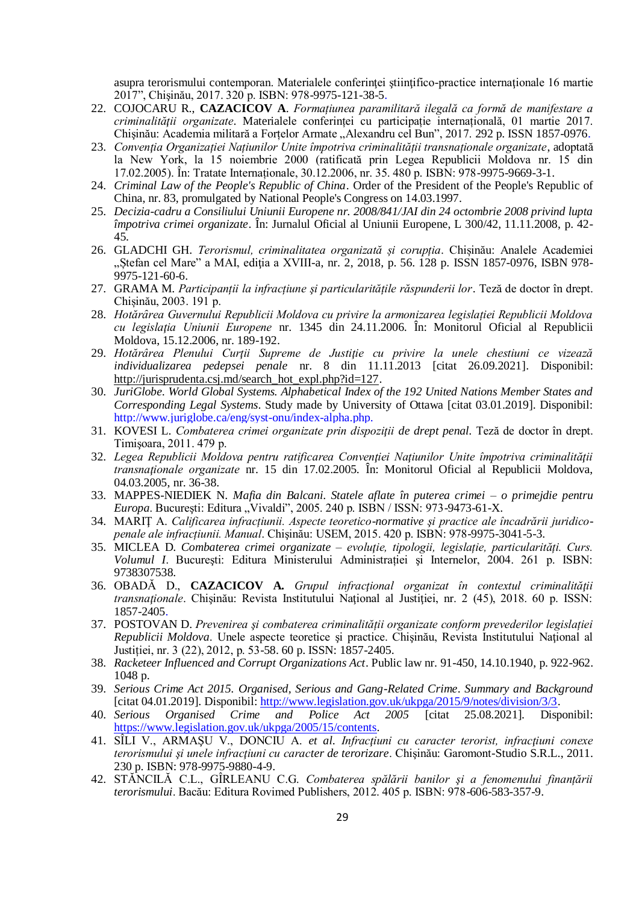asupra terorismului contemporan. Materialele conferinței științifico-practice internaționale 16 martie 2017", Chișinău, 2017. 320 p. ISBN: 978-9975-121-38-5.

22. COJOCARU R., **CAZACICOV A**. *Formațiunea paramilitară ilegală ca formă de manifestare a criminalității organizate*. Materialele conferinței cu participație internațională, 01 martie 2017. Chișinău: Academia militară a Forțelor Armate „Alexandru cel Bun", 2017. 292 p. ISSN 1857-0976.
23. *Convenția Organizației Națiunilor Unite împotriva criminalității transnaționale organizate*, adoptată la New York, la 15 noiembrie 2000 (ratificată prin Legea Republicii Moldova nr. 15 din 17.02.2005). În: Tratate Internaționale, 30.12.2006, nr. 35. 480 p. ISBN: 978-9975-9669-3-1.
24. *Criminal Law of the People's Republic of China*. Order of the President of the People's Republic of China, nr. 83, promulgated by National People's Congress on 14.03.1997.
25. *Decizia-cadru a Consiliului Uniunii Europene nr. 2008/841/JAI din 24 octombrie 2008 privind lupta împotriva crimei organizate*. În: Jurnalul Oficial al Uniunii Europene, L 300/42, 11.11.2008, p. 42-45.
26. GLADCHI GH. *Terorismul, criminalitatea organizată și corupția*. Chișinău: Analele Academiei „Ștefan cel Mare" a MAI, ediția a XVIII-a, nr. 2, 2018, p. 56. 128 p. ISSN 1857-0976, ISBN 978-9975-121-60-6.
27. GRAMA M. *Participanții la infracțiune și particularitățile răspunderii lor*. Teză de doctor în drept. Chișinău, 2003. 191 p.
28. *Hotărârea Guvernului Republicii Moldova cu privire la armonizarea legislației Republicii Moldova cu legislația Uniunii Europene* nr. 1345 din 24.11.2006. În: Monitorul Oficial al Republicii Moldova, 15.12.2006, nr. 189-192.
29. *Hotărârea Plenului Curții Supreme de Justiție cu privire la unele chestiuni ce vizează individualizarea pedepsei penale* nr. 8 din 11.11.2013 [citat 26.09.2021]. Disponibil: http://jurisprudenta.csj.md/search_hot_expl.php?id=127.
30. *JuriGlobe. World Global Systems. Alphabetical Index of the 192 United Nations Member States and Corresponding Legal Systems*. Study made by University of Ottawa [citat 03.01.2019]. Disponibil: http://www.juriglobe.ca/eng/syst-onu/index-alpha.php.
31. KOVESI L. *Combaterea crimei organizate prin dispoziții de drept penal*. Teză de doctor în drept. Timișoara, 2011. 479 p.
32. *Legea Republicii Moldova pentru ratificarea Convenției Națiunilor Unite împotriva criminalității transnaționale organizate* nr. 15 din 17.02.2005. În: Monitorul Oficial al Republicii Moldova, 04.03.2005, nr. 36-38.
33. MAPPES-NIEDIEK N. *Mafia din Balcani. Statele aflate în puterea crimei – o primejdie pentru Europa*. București: Editura „Vivaldi", 2005. 240 p. ISBN / ISSN: 973-9473-61-X.
34. MARIȚ A. *Calificarea infracțiunii. Aspecte teoretico-normative și practice ale încadrării juridico-penale ale infracțiunii. Manual*. Chișinău: USEM, 2015. 420 p. ISBN: 978-9975-3041-5-3.
35. MICLEA D. *Combaterea crimei organizate – evoluție, tipologii, legislație, particularități. Curs. Volumul I*. București: Editura Ministerului Administrației și Internelor, 2004. 261 p. ISBN: 9738307538.
36. OBADĂ D., **CAZACICOV A.** *Grupul infracțional organizat în contextul criminalității transnaționale*. Chișinău: Revista Institutului Național al Justiției, nr. 2 (45), 2018. 60 p. ISSN: 1857-2405.
37. POSTOVAN D. *Prevenirea și combaterea criminalității organizate conform prevederilor legislației Republicii Moldova*. Unele aspecte teoretice și practice. Chișinău, Revista Institutului Național al Justiției, nr. 3 (22), 2012, p. 53-58. 60 p. ISSN: 1857-2405.
38. *Racketeer Influenced and Corrupt Organizations Act*. Public law nr. 91-450, 14.10.1940, p. 922-962. 1048 p.
39. *Serious Crime Act 2015. Organised, Serious and Gang-Related Crime*. *Summary and Background* [citat 04.01.2019]. Disponibil: http://www.legislation.gov.uk/ukpga/2015/9/notes/division/3/3.
40. *Serious Organised Crime and Police Act 2005* [citat 25.08.2021]. Disponibil: https://www.legislation.gov.uk/ukpga/2005/15/contents.
41. SÎLI V., ARMAȘU V., DONCIU A. *et al. Infracțiuni cu caracter terorist, infracțiuni conexe terorismului și unele infracțiuni cu caracter de terorizare*. Chișinău: Garomont-Studio S.R.L., 2011. 230 p. ISBN: 978-9975-9880-4-9.
42. STĂNCILĂ C.L., GÎRLEANU C.G. *Combaterea spălării banilor și a fenomenului finanțării terorismului*. Bacău: Editura Rovimed Publishers, 2012. 405 p. ISBN: 978-606-583-357-9.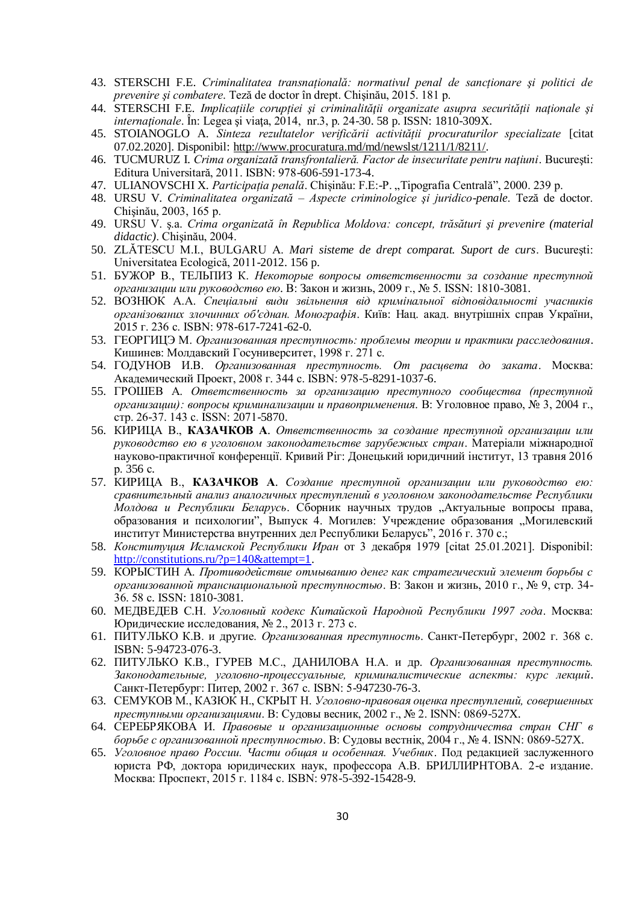43. STERSCHI F.E. *Criminalitatea transnațională: normativul penal de sancționare şi politici de prevenire şi combatere*. Teză de doctor în drept. Chişinău, 2015. 181 p.
44. STERSCHI F.E. *Implicațiile corupției şi criminalității organizate asupra securității naționale şi internaționale*. În: Legea şi viaţa, 2014, nr.3, p. 24-30. 58 p. ISSN: 1810-309X.
45. STOIANOGLO A. *Sinteza rezultatelor verificării activității procuraturilor specializate* [citat 07.02.2020]. Disponibil: http://www.procuratura.md/md/newslst/1211/1/8211/.
46. TUCMURUZ I. *Crima organizată transfrontalieră. Factor de insecuritate pentru națiuni*. Bucureşti: Editura Universitară, 2011. ISBN: 978-606-591-173-4.
47. ULIANOVSCHI X. *Participația penală*. Chişinău: F.E:-P. „Tipografia Centrală", 2000. 239 p.
48. URSU V. *Criminalitatea organizată – Aspecte criminologice şi juridico-penale*. Teză de doctor. Chişinău, 2003, 165 p.
49. URSU V. ş.a. *Crima organizată în Republica Moldova: concept, trăsături şi prevenire (material didactic)*. Chişinău, 2004.
50. ZLĂTESCU M.I., BULGARU A. *Mari sisteme de drept comparat. Suport de curs*. Bucureşti: Universitatea Ecologică, 2011-2012. 156 p.
51. БУЖОР В., ТЕЛЬПИЗ К. *Некоторые вопросы ответственности за создание преступной организации или руководство ею*. В: Закон и жизнь, 2009 г., № 5. ISSN: 1810-3081.
52. ВОЗНЮК А.А. *Спеціальні види звільнення від кримінальної відповідальності учасників організованих злочинних об'єднан. Монографія*. Київ: Нац. акад. внутрішніх справ України, 2015 г. 236 с. ISBN: 978-617-7241-62-0.
53. ГЕОРГИЦЭ М. *Организованная преступность: проблемы теории и практики расследования*. Кишинев: Молдавский Госуниверситет, 1998 г. 271 с.
54. ГОДУНОВ И.В. *Организованная преступность. От расцвета до заката*. Москва: Академический Проект, 2008 г. 344 с. ISBN: 978-5-8291-1037-6.
55. ГРОШЕВ А. *Ответственность за организацию преступного сообщества (преступной организации): вопросы криминализации и правоприменения*. В: Уголовное право, № 3, 2004 г., стр. 26-37. 143 с. ISSN: 2071-5870.
56. КИРИЦА В., **КАЗАЧКОВ А**. *Ответственность за создание преступной организации или руководство ею в уголовном законодательстве зарубежных стран*. Матеріали міжнародної науково-практичної конференції. Кривий Ріг: Донецький юридичний інститут, 13 травня 2016 р. 356 с.
57. КИРИЦА В., **КАЗАЧКОВ А**. *Создание преступной организации или руководство ею: сравнительный анализ аналогичных преступлений в уголовном законодательстве Республики Молдова и Республики Беларусь*. Сборник научных трудов „Актуальные вопросы права, образования и психологии", Выпуск 4. Могилев: Учреждение образования „Могилевский институт Министерства внутренних дел Республики Беларусь", 2016 г. 370 с.;
58. *Конституция Исламской Республики Иран* от 3 декабря 1979 [citat 25.01.2021]. Disponibil: http://constitutions.ru/?p=140&attempt=1.
59. КОРЫСТИН А. *Противодействие отмыванию денег как стратегический элемент борьбы с организованной транснациональной преступностью*. В: Закон и жизнь, 2010 г., № 9, стр. 34-36. 58 с. ISSN: 1810-3081.
60. МЕДВЕДЕВ С.Н. *Уголовный кодекс Китайской Народной Республики 1997 года*. Москва: Юридические исследования, № 2., 2013 г. 273 с.
61. ПИТУЛЬКО К.В. и другие. *Организованная преступность*. Санкт-Петербург, 2002 г. 368 с. ISBN: 5-94723-076-3.
62. ПИТУЛЬКО К.В., ГУРЕВ М.С., ДАНИЛОВА Н.А. и др. *Организованная преступность. Законодательные, уголовно-процессуальные, криминалистические аспекты: курс лекций*. Санкт-Петербург: Питер, 2002 г. 367 с. ISBN: 5-947230-76-3.
63. СЕМУКОВ М., КАЗЮК Н., СКРЫТ Н. *Уголовно-правовая оценка преступлений, совершенных преступными организациями*. В: Судовы весник, 2002 г., № 2. ISNN: 0869-527X.
64. СЕРЕБРЯКОВА И. *Правовые и организационные основы сотрудничества стран СНГ в борьбе с организованной преступностью*. В: Судовы вестнiк, 2004 г., № 4. ISNN: 0869-527X.
65. *Уголовное право России. Части общая и особенная. Учебник*. Под редакцией заслуженного юриста РФ, доктора юридических наук, профессора А.В. БРИЛЛИРНТОВА. 2-е издание. Москва: Проспект, 2015 г. 1184 с. ISBN: 978-5-392-15428-9.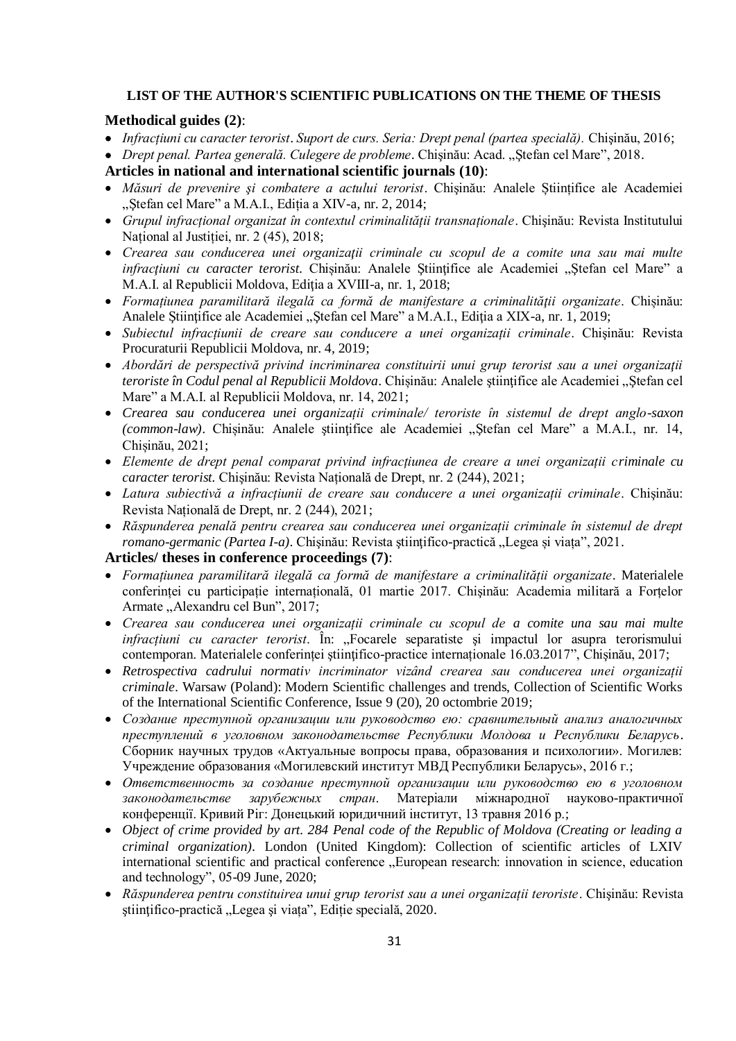**LIST OF THE AUTHOR'S SCIENTIFIC PUBLICATIONS ON THE THEME OF THESIS**

**Methodical guides (2)**:

- *Infracțiuni cu caracter terorist. Suport de curs. Seria: Drept penal (partea specială).* Chişinău, 2016;
- *Drept penal. Partea generală. Culegere de probleme*. Chişinău: Acad. „Ştefan cel Mare", 2018.

**Articles in national and international scientific journals (10)**:

- *Măsuri de prevenire şi combatere a actului terorist*. Chişinău: Analele Științifice ale Academiei „Ştefan cel Mare" a M.A.I., Ediția a XIV-a, nr. 2, 2014;
- *Grupul infracțional organizat în contextul criminalității transnaționale*. Chişinău: Revista Institutului Național al Justiției, nr. 2 (45), 2018;
- *Crearea sau conducerea unei organizații criminale cu scopul de a comite una sau mai multe infracțiuni cu caracter terorist.* Chişinău: Analele Ştiinţifice ale Academiei „Ştefan cel Mare" a M.A.I. al Republicii Moldova, Ediţia a XVIII-a, nr. 1, 2018;
- *Formațiunea paramilitară ilegală ca formă de manifestare a criminalității organizate*. Chişinău: Analele Științifice ale Academiei „Ştefan cel Mare" a M.A.I., Ediția a XIX-a, nr. 1, 2019;
- *Subiectul infracțiunii de creare sau conducere a unei organizații criminale*. Chişinău: Revista Procuraturii Republicii Moldova, nr. 4, 2019;
- *Abordări de perspectivă privind incriminarea constituirii unui grup terorist sau a unei organizații teroriste în Codul penal al Republicii Moldova*. Chişinău: Analele ştiinţifice ale Academiei „Ştefan cel Mare" a M.A.I. al Republicii Moldova, nr. 14, 2021;
- *Crearea sau conducerea unei organizații criminale/ teroriste în sistemul de drept anglo-saxon (common-law)*. Chişinău: Analele ştiinţifice ale Academiei „Ştefan cel Mare" a M.A.I., nr. 14, Chişinău, 2021;
- *Elemente de drept penal comparat privind infracțiunea de creare a unei organizații criminale cu caracter terorist.* Chişinău: Revista Națională de Drept, nr. 2 (244), 2021;
- *Latura subiectivă a infracțiunii de creare sau conducere a unei organizații criminale*. Chişinău: Revista Națională de Drept, nr. 2 (244), 2021;
- *Răspunderea penală pentru crearea sau conducerea unei organizații criminale în sistemul de drept romano-germanic (Partea I-a)*. Chişinău: Revista ştiinţifico-practică „Legea şi viața", 2021.

**Articles/ theses in conference proceedings (7)**:

- *Formațiunea paramilitară ilegală ca formă de manifestare a criminalității organizate*. Materialele conferinței cu participație internațională, 01 martie 2017. Chişinău: Academia militară a Forțelor Armate „Alexandru cel Bun", 2017;
- *Crearea sau conducerea unei organizații criminale cu scopul de a comite una sau mai multe infracțiuni cu caracter terorist*. În: „Focarele separatiste şi impactul lor asupra terorismului contemporan. Materialele conferinței ştiinţifico-practice internaționale 16.03.2017", Chişinău, 2017;
- *Retrospectiva cadrului normativ incriminator vizând crearea sau conducerea unei organizații criminale*. Warsaw (Poland): Modern Scientific challenges and trends, Collection of Scientific Works of the International Scientific Conference, Issue 9 (20), 20 octombrie 2019;
- *Создание преступной организации или руководство ею: сравнительный анализ аналогичных преступлений в уголовном законодательстве Республики Молдова и Республики Беларусь*. Сборник научных трудов «Актуальные вопросы права, образования и психологии». Могилев: Учреждение образования «Могилевский институт МВД Республики Беларусь», 2016 г.;
- *Ответственность за создание преступной организации или руководство ею в уголовном законодательстве зарубежных стран*. Матеріали міжнародної науково-практичної конференції. Кривий Ріг: Донецький юридичний інститут, 13 травня 2016 р.;
- *Object of crime provided by art. 284 Penal code of the Republic of Moldova (Creating or leading a criminal organization)*. London (United Kingdom): Collection of scientific articles of LXIV international scientific and practical conference „European research: innovation in science, education and technology", 05-09 June, 2020;
- *Răspunderea pentru constituirea unui grup terorist sau a unei organizații teroriste*. Chişinău: Revista ştiinţifico-practică „Legea şi viața", Ediție specială, 2020.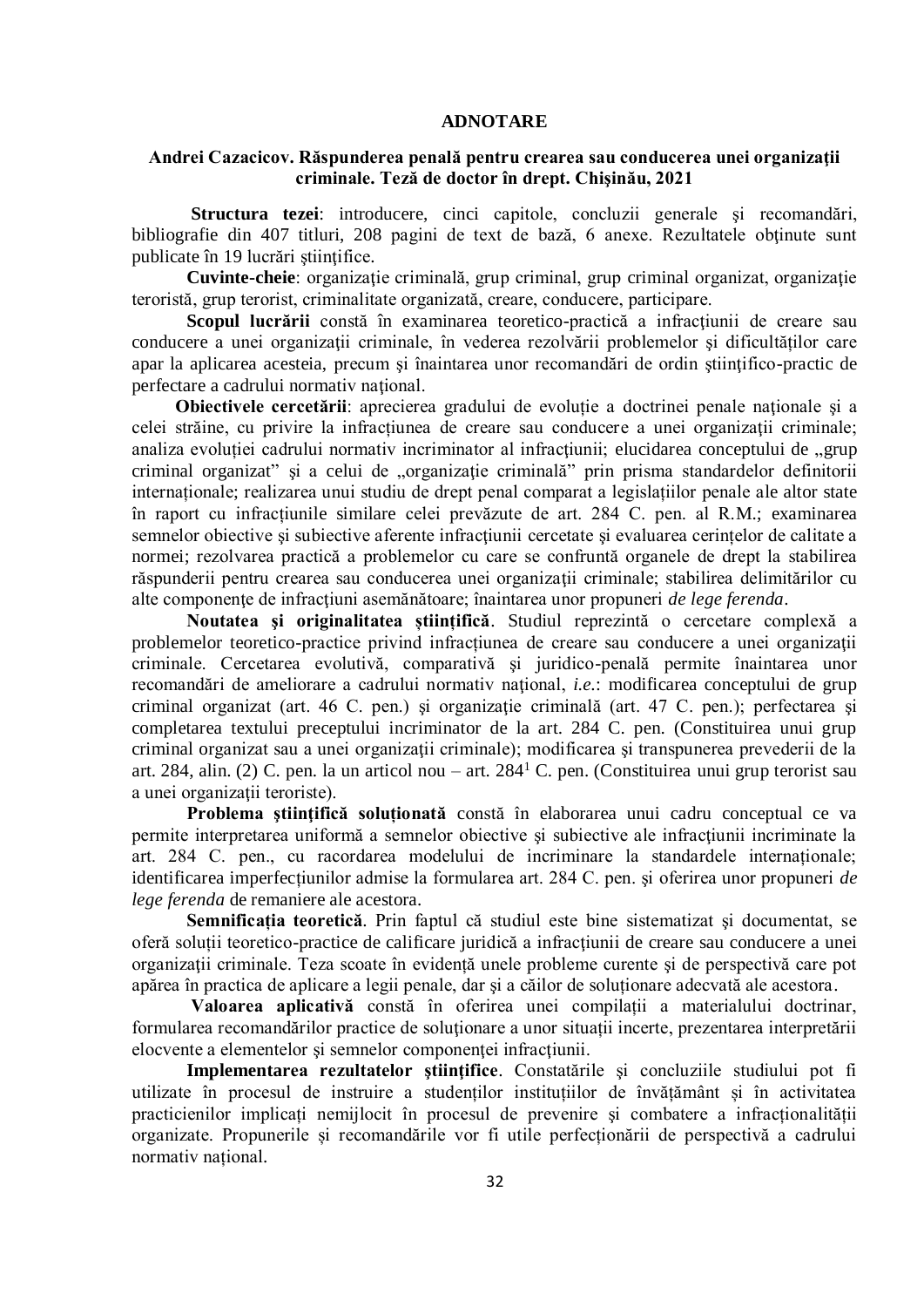# ADNOTARE

**Andrei Cazacicov. Răspunderea penală pentru crearea sau conducerea unei organizaţii criminale. Teză de doctor în drept. Chişinău, 2021**

**Structura tezei**: introducere, cinci capitole, concluzii generale şi recomandări, bibliografie din 407 titluri, 208 pagini de text de bază, 6 anexe. Rezultatele obţinute sunt publicate în 19 lucrări ştiinţifice.

**Cuvinte-cheie**: organizaţie criminală, grup criminal, grup criminal organizat, organizaţie teroristă, grup terorist, criminalitate organizată, creare, conducere, participare.

**Scopul lucrării** constă în examinarea teoretico-practică a infracţiunii de creare sau conducere a unei organizaţii criminale, în vederea rezolvării problemelor şi dificultăţilor care apar la aplicarea acesteia, precum şi înaintarea unor recomandări de ordin ştiinţifico-practic de perfectare a cadrului normativ naţional.

**Obiectivele cercetării**: aprecierea gradului de evoluţie a doctrinei penale naţionale şi a celei străine, cu privire la infracţiunea de creare sau conducere a unei organizaţii criminale; analiza evoluţiei cadrului normativ incriminator al infracţiunii; elucidarea conceptului de „grup criminal organizat" şi a celui de „organizaţie criminală" prin prisma standardelor definitorii internaţionale; realizarea unui studiu de drept penal comparat a legislaţiilor penale ale altor state în raport cu infracţiunile similare celei prevăzute de art. 284 C. pen. al R.M.; examinarea semnelor obiective şi subiective aferente infracţiunii cercetate şi evaluarea cerinţelor de calitate a normei; rezolvarea practică a problemelor cu care se confruntă organele de drept la stabilirea răspunderii pentru crearea sau conducerea unei organizaţii criminale; stabilirea delimitărilor cu alte componenţe de infracţiuni asemănătoare; înaintarea unor propuneri *de lege ferenda*.

**Noutatea şi originalitatea ştiinţifică**. Studiul reprezintă o cercetare complexă a problemelor teoretico-practice privind infracţiunea de creare sau conducere a unei organizaţii criminale. Cercetarea evolutivă, comparativă şi juridico-penală permite înaintarea unor recomandări de ameliorare a cadrului normativ naţional, *i.e.*: modificarea conceptului de grup criminal organizat (art. 46 C. pen.) şi organizaţie criminală (art. 47 C. pen.); perfectarea şi completarea textului preceptului incriminator de la art. 284 C. pen. (Constituirea unui grup criminal organizat sau a unei organizaţii criminale); modificarea şi transpunerea prevederii de la art. 284, alin. (2) C. pen. la un articol nou – art. 284[1] C. pen. (Constituirea unui grup terorist sau a unei organizaţii teroriste).

**Problema ştiinţifică soluţionată** constă în elaborarea unui cadru conceptual ce va permite interpretarea uniformă a semnelor obiective şi subiective ale infracţiunii incriminate la art. 284 C. pen., cu racordarea modelului de incriminare la standardele internaţionale; identificarea imperfecţiunilor admise la formularea art. 284 C. pen. şi oferirea unor propuneri *de lege ferenda* de remaniere ale acestora.

**Semnificaţia teoretică**. Prin faptul că studiul este bine sistematizat şi documentat, se oferă soluţii teoretico-practice de calificare juridică a infracţiunii de creare sau conducere a unei organizaţii criminale. Teza scoate în evidenţă unele probleme curente şi de perspectivă care pot apărea în practica de aplicare a legii penale, dar şi a căilor de soluţionare adecvată ale acestora.

**Valoarea aplicativă** constă în oferirea unei compilaţii a materialului doctrinar, formularea recomandărilor practice de soluţionare a unor situaţii incerte, prezentarea interpretării elocvente a elementelor şi semnelor componenţei infracţiunii.

**Implementarea rezultatelor ştiinţifice**. Constatările şi concluziile studiului pot fi utilizate în procesul de instruire a studenţilor instituţiilor de învăţământ şi în activitatea practicienilor implicaţi nemijlocit în procesul de prevenire şi combatere a infracţionalităţii organizate. Propunerile şi recomandările vor fi utile perfecţionării de perspectivă a cadrului normativ naţional.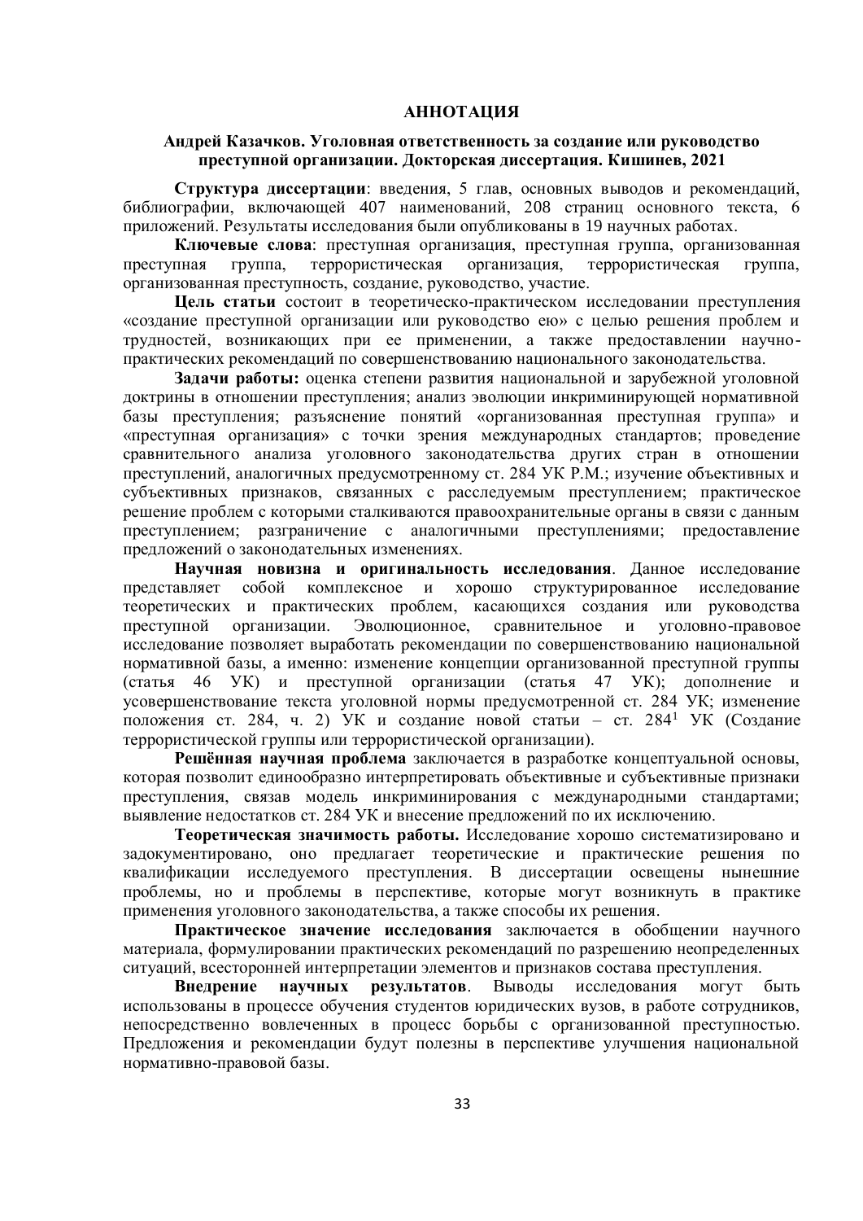## АННОТАЦИЯ

**Андрей Казачков. Уголовная ответственность за создание или руководство преступной организации. Докторская диссертация. Кишинев, 2021**

**Структура диссертации**: введения, 5 глав, основных выводов и рекомендаций, библиографии, включающей 407 наименований, 208 страниц основного текста, 6 приложений. Результаты исследования были опубликованы в 19 научных работах.

**Ключевые слова**: преступная организация, преступная группа, организованная преступная группа, террористическая организация, террористическая группа, организованная преступность, создание, руководство, участие.

**Цель статьи** состоит в теоретическо-практическом исследовании преступления «создание преступной организации или руководство ею» с целью решения проблем и трудностей, возникающих при ее применении, а также предоставлении научно-практических рекомендаций по совершенствованию национального законодательства.

**Задачи работы:** оценка степени развития национальной и зарубежной уголовной доктрины в отношении преступления; анализ эволюции инкриминирующей нормативной базы преступления; разъяснение понятий «организованная преступная группа» и «преступная организация» с точки зрения международных стандартов; проведение сравнительного анализа уголовного законодательства других стран в отношении преступлений, аналогичных предусмотренному ст. 284 УК Р.М.; изучение объективных и субъективных признаков, связанных с расследуемым преступлением; практическое решение проблем с которыми сталкиваются правоохранительные органы в связи с данным преступлением; разграничение с аналогичными преступлениями; предоставление предложений о законодательных изменениях.

**Научная новизна и оригинальность исследования**. Данное исследование представляет собой комплексное и хорошо структурированное исследование теоретических и практических проблем, касающихся создания или руководства преступной организации. Эволюционное, сравнительное и уголовно-правовое исследование позволяет выработать рекомендации по совершенствованию национальной нормативной базы, а именно: изменение концепции организованной преступной группы (статья 46 УК) и преступной организации (статья 47 УК); дополнение и усовершенствование текста уголовной нормы предусмотренной ст. 284 УК; изменение положения ст. 284, ч. 2) УК и создание новой статьи – ст. 284[1] УК (Создание террористической группы или террористической организации).

**Решённая научная проблема** заключается в разработке концептуальной основы, которая позволит единообразно интерпретировать объективные и субъективные признаки преступления, связав модель инкриминирования с международными стандартами; выявление недостатков ст. 284 УК и внесение предложений по их исключению.

**Теоретическая значимость работы.** Исследование хорошо систематизировано и задокументировано, оно предлагает теоретические и практические решения по квалификации исследуемого преступления. В диссертации освещены нынешние проблемы, но и проблемы в перспективе, которые могут возникнуть в практике применения уголовного законодательства, а также способы их решения.

**Практическое значение исследования** заключается в обобщении научного материала, формулировании практических рекомендаций по разрешению неопределенных ситуаций, всесторонней интерпретации элементов и признаков состава преступления.

**Внедрение научных результатов**. Выводы исследования могут быть использованы в процессе обучения студентов юридических вузов, в работе сотрудников, непосредственно вовлеченных в процесс борьбы с организованной преступностью. Предложения и рекомендации будут полезны в перспективе улучшения национальной нормативно-правовой базы.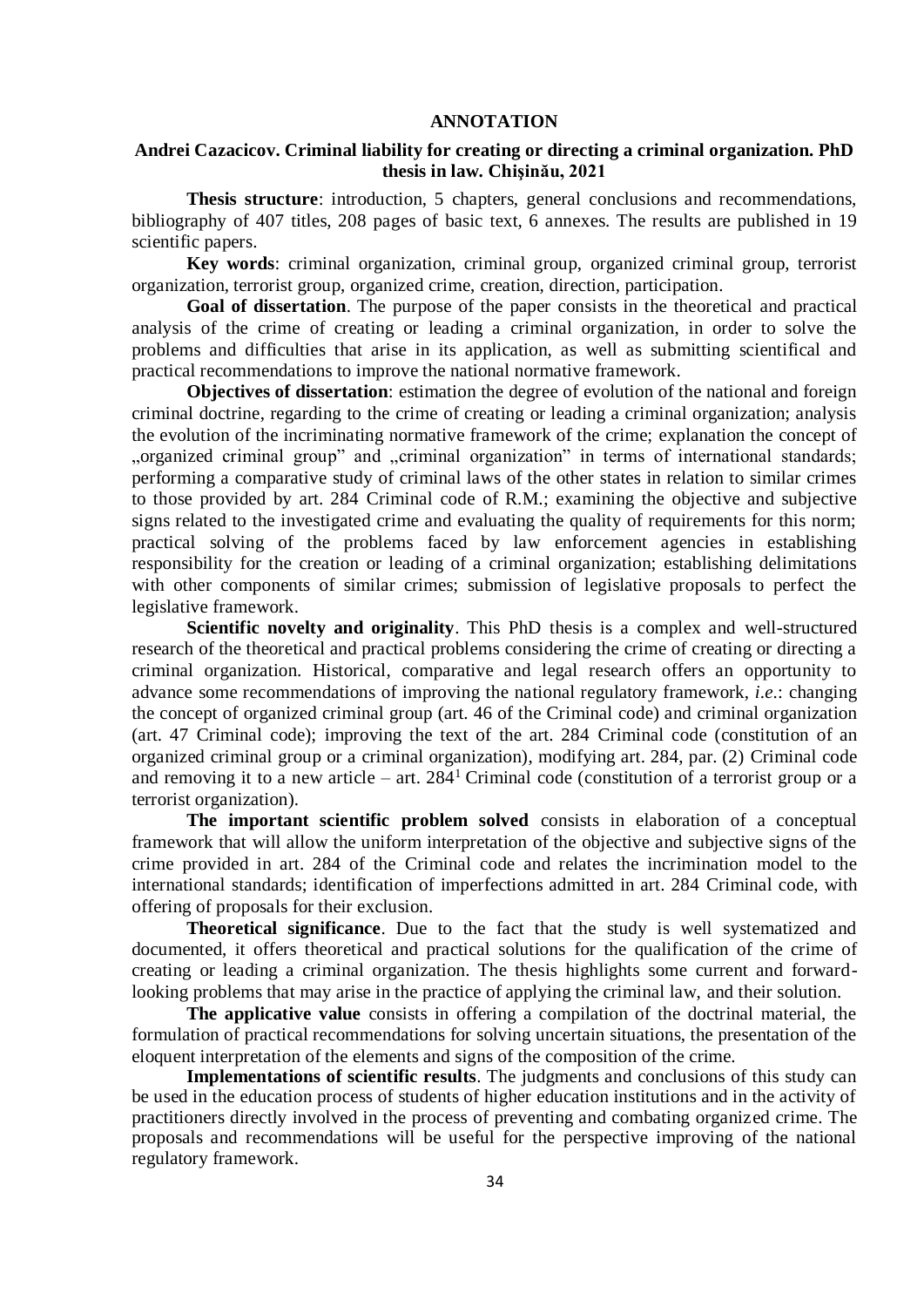## ANNOTATION

### Andrei Cazacicov. Criminal liability for creating or directing a criminal organization. PhD thesis in law. Chişinău, 2021

**Thesis structure**: introduction, 5 chapters, general conclusions and recommendations, bibliography of 407 titles, 208 pages of basic text, 6 annexes. The results are published in 19 scientific papers.

**Key words**: criminal organization, criminal group, organized criminal group, terrorist organization, terrorist group, organized crime, creation, direction, participation.

**Goal of dissertation**. The purpose of the paper consists in the theoretical and practical analysis of the crime of creating or leading a criminal organization, in order to solve the problems and difficulties that arise in its application, as well as submitting scientifical and practical recommendations to improve the national normative framework.

**Objectives of dissertation**: estimation the degree of evolution of the national and foreign criminal doctrine, regarding to the crime of creating or leading a criminal organization; analysis the evolution of the incriminating normative framework of the crime; explanation the concept of „organized criminal group" and „criminal organization" in terms of international standards; performing a comparative study of criminal laws of the other states in relation to similar crimes to those provided by art. 284 Criminal code of R.M.; examining the objective and subjective signs related to the investigated crime and evaluating the quality of requirements for this norm; practical solving of the problems faced by law enforcement agencies in establishing responsibility for the creation or leading of a criminal organization; establishing delimitations with other components of similar crimes; submission of legislative proposals to perfect the legislative framework.

**Scientific novelty and originality**. This PhD thesis is a complex and well-structured research of the theoretical and practical problems considering the crime of creating or directing a criminal organization. Historical, comparative and legal research offers an opportunity to advance some recommendations of improving the national regulatory framework, *i.e.*: changing the concept of organized criminal group (art. 46 of the Criminal code) and criminal organization (art. 47 Criminal code); improving the text of the art. 284 Criminal code (constitution of an organized criminal group or a criminal organization), modifying art. 284, par. (2) Criminal code and removing it to a new article – art. $284^1$ Criminal code (constitution of a terrorist group or a terrorist organization).

**The important scientific problem solved** consists in elaboration of a conceptual framework that will allow the uniform interpretation of the objective and subjective signs of the crime provided in art. 284 of the Criminal code and relates the incrimination model to the international standards; identification of imperfections admitted in art. 284 Criminal code, with offering of proposals for their exclusion.

**Theoretical significance**. Due to the fact that the study is well systematized and documented, it offers theoretical and practical solutions for the qualification of the crime of creating or leading a criminal organization. The thesis highlights some current and forward-looking problems that may arise in the practice of applying the criminal law, and their solution.

**The applicative value** consists in offering a compilation of the doctrinal material, the formulation of practical recommendations for solving uncertain situations, the presentation of the eloquent interpretation of the elements and signs of the composition of the crime.

**Implementations of scientific results**. The judgments and conclusions of this study can be used in the education process of students of higher education institutions and in the activity of practitioners directly involved in the process of preventing and combating organized crime. The proposals and recommendations will be useful for the perspective improving of the national regulatory framework.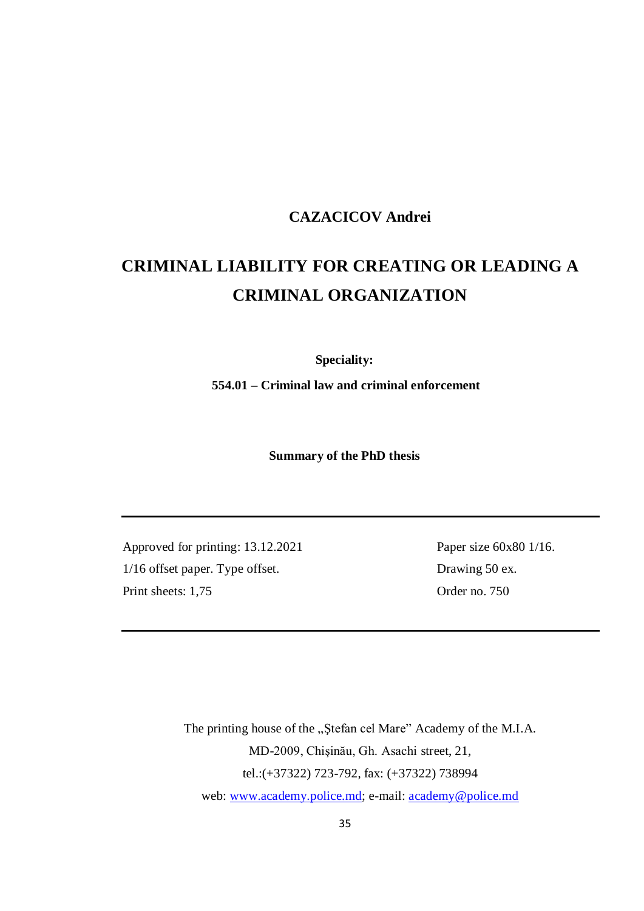**CAZACICOV Andrei**

# CRIMINAL LIABILITY FOR CREATING OR LEADING A CRIMINAL ORGANIZATION

**Speciality:**

**554.01 – Criminal law and criminal enforcement**

**Summary of the PhD thesis**

---

| | |
|---|---|
| Approved for printing: 13.12.2021 | Paper size 60x80 1/16. |
| 1/16 offset paper. Type offset. | Drawing 50 ex. |
| Print sheets: 1,75 | Order no. 750 |

---

The printing house of the „Ştefan cel Mare" Academy of the M.I.A.
MD-2009, Chişinău, Gh. Asachi street, 21,
tel.:(+37322) 723-792, fax: (+37322) 738994
web: [www.academy.police.md](http://www.academy.police.md); e-mail: [academy@police.md](mailto:academy@police.md)